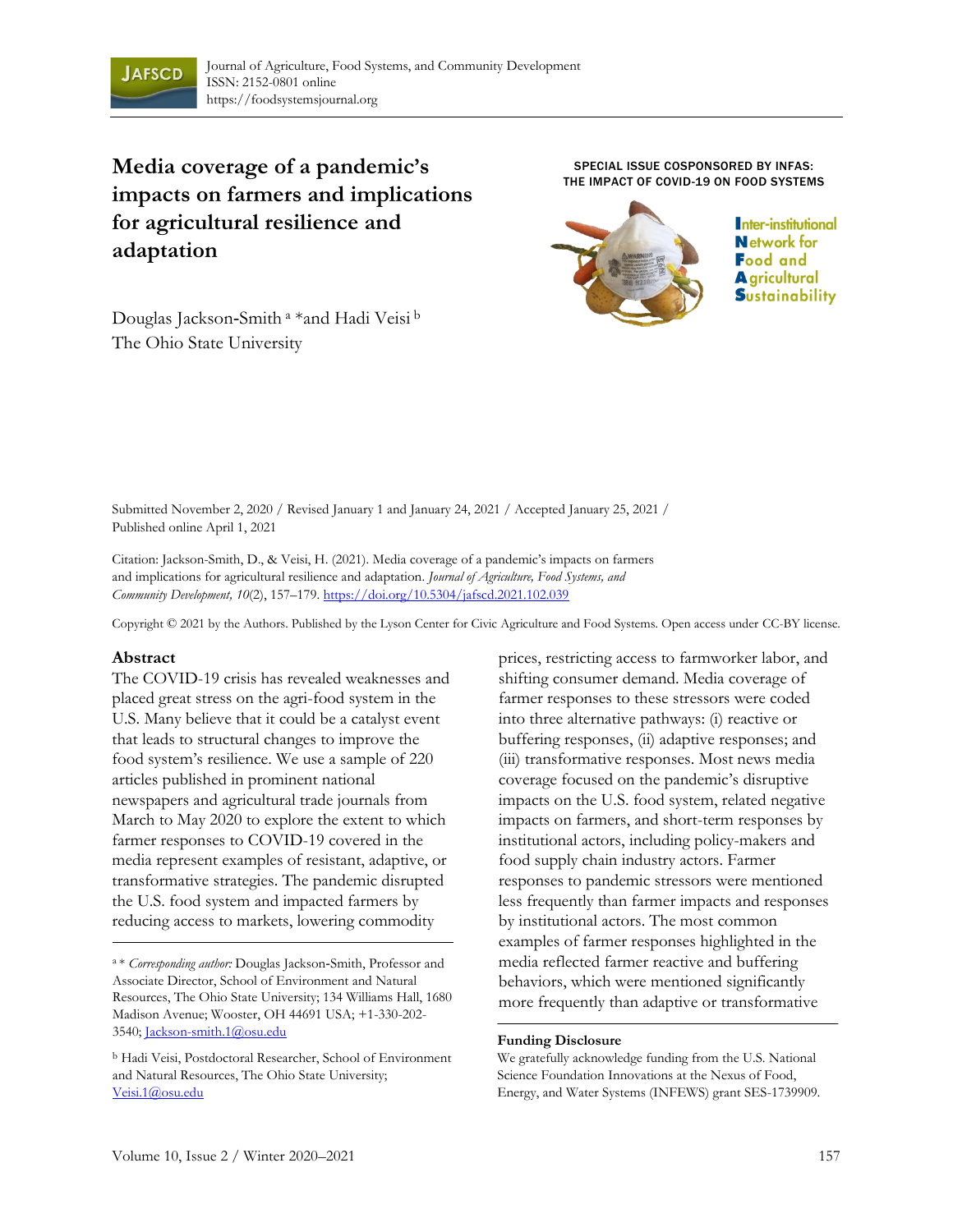# Media coverage of a pandemic's impacts on farmers and implications for agricultural resilience and adaptation

SPECIAL ISSUE COSPONSORED BY INFAS: THE IMPACT OF COVID-19 ON FOOD SYSTEMS

Inter-institutional Network for Food and Agricultural Sustainability

Douglas Jackson-Smith [a] * and Hadi Veisi [b]
The Ohio State University

Submitted November 2, 2020 / Revised January 1 and January 24, 2021 / Accepted January 25, 2021 / Published online April 1, 2021

Citation: Jackson-Smith, D., & Veisi, H. (2021). Media coverage of a pandemic's impacts on farmers and implications for agricultural resilience and adaptation. *Journal of Agriculture, Food Systems, and Community Development, 10*(2), 157–179. https://doi.org/10.5304/jafscd.2021.102.039

Copyright © 2021 by the Authors. Published by the Lyson Center for Civic Agriculture and Food Systems. Open access under CC-BY license.

## Abstract

The COVID-19 crisis has revealed weaknesses and placed great stress on the agri-food system in the U.S. Many believe that it could be a catalyst event that leads to structural changes to improve the food system's resilience. We use a sample of 220 articles published in prominent national newspapers and agricultural trade journals from March to May 2020 to explore the extent to which farmer responses to COVID-19 covered in the media represent examples of resistant, adaptive, or transformative strategies. The pandemic disrupted the U.S. food system and impacted farmers by reducing access to markets, lowering commodity prices, restricting access to farmworker labor, and shifting consumer demand. Media coverage of farmer responses to these stressors were coded into three alternative pathways: (i) reactive or buffering responses, (ii) adaptive responses; and (iii) transformative responses. Most news media coverage focused on the pandemic's disruptive impacts on the U.S. food system, related negative impacts on farmers, and short-term responses by institutional actors, including policy-makers and food supply chain industry actors. Farmer responses to pandemic stressors were mentioned less frequently than farmer impacts and responses by institutional actors. The most common examples of farmer responses highlighted in the media reflected farmer reactive and buffering behaviors, which were mentioned significantly more frequently than adaptive or transformative

---

[a] * *Corresponding author:* Douglas Jackson-Smith, Professor and Associate Director, School of Environment and Natural Resources, The Ohio State University; 134 Williams Hall, 1680 Madison Avenue; Wooster, OH 44691 USA; +1-330-202-3540; Jackson-smith.1@osu.edu

[b] Hadi Veisi, Postdoctoral Researcher, School of Environment and Natural Resources, The Ohio State University; Veisi.1@osu.edu

**Funding Disclosure**

We gratefully acknowledge funding from the U.S. National Science Foundation Innovations at the Nexus of Food, Energy, and Water Systems (INFEWS) grant SES-1739909.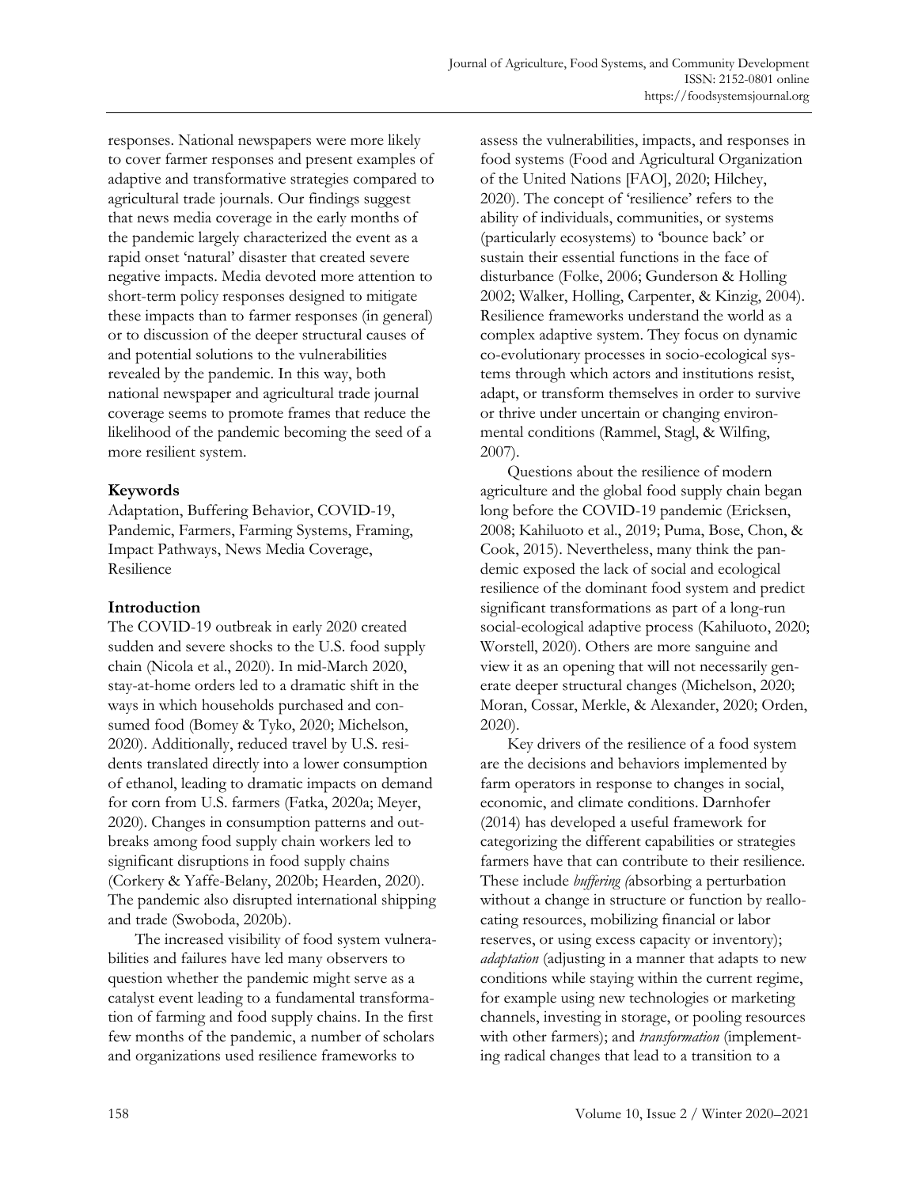responses. National newspapers were more likely to cover farmer responses and present examples of adaptive and transformative strategies compared to agricultural trade journals. Our findings suggest that news media coverage in the early months of the pandemic largely characterized the event as a rapid onset 'natural' disaster that created severe negative impacts. Media devoted more attention to short-term policy responses designed to mitigate these impacts than to farmer responses (in general) or to discussion of the deeper structural causes of and potential solutions to the vulnerabilities revealed by the pandemic. In this way, both national newspaper and agricultural trade journal coverage seems to promote frames that reduce the likelihood of the pandemic becoming the seed of a more resilient system.

## Keywords

Adaptation, Buffering Behavior, COVID-19, Pandemic, Farmers, Farming Systems, Framing, Impact Pathways, News Media Coverage, Resilience

## Introduction

The COVID-19 outbreak in early 2020 created sudden and severe shocks to the U.S. food supply chain (Nicola et al., 2020). In mid-March 2020, stay-at-home orders led to a dramatic shift in the ways in which households purchased and consumed food (Bomey & Tyko, 2020; Michelson, 2020). Additionally, reduced travel by U.S. residents translated directly into a lower consumption of ethanol, leading to dramatic impacts on demand for corn from U.S. farmers (Fatka, 2020a; Meyer, 2020). Changes in consumption patterns and outbreaks among food supply chain workers led to significant disruptions in food supply chains (Corkery & Yaffe-Belany, 2020b; Hearden, 2020). The pandemic also disrupted international shipping and trade (Swoboda, 2020b).

The increased visibility of food system vulnerabilities and failures have led many observers to question whether the pandemic might serve as a catalyst event leading to a fundamental transformation of farming and food supply chains. In the first few months of the pandemic, a number of scholars and organizations used resilience frameworks to assess the vulnerabilities, impacts, and responses in food systems (Food and Agricultural Organization of the United Nations [FAO], 2020; Hilchey, 2020). The concept of 'resilience' refers to the ability of individuals, communities, or systems (particularly ecosystems) to 'bounce back' or sustain their essential functions in the face of disturbance (Folke, 2006; Gunderson & Holling 2002; Walker, Holling, Carpenter, & Kinzig, 2004). Resilience frameworks understand the world as a complex adaptive system. They focus on dynamic co-evolutionary processes in socio-ecological systems through which actors and institutions resist, adapt, or transform themselves in order to survive or thrive under uncertain or changing environmental conditions (Rammel, Stagl, & Wilfing, 2007).

Questions about the resilience of modern agriculture and the global food supply chain began long before the COVID-19 pandemic (Ericksen, 2008; Kahiluoto et al., 2019; Puma, Bose, Chon, & Cook, 2015). Nevertheless, many think the pandemic exposed the lack of social and ecological resilience of the dominant food system and predict significant transformations as part of a long-run social-ecological adaptive process (Kahiluoto, 2020; Worstell, 2020). Others are more sanguine and view it as an opening that will not necessarily generate deeper structural changes (Michelson, 2020; Moran, Cossar, Merkle, & Alexander, 2020; Orden, 2020).

Key drivers of the resilience of a food system are the decisions and behaviors implemented by farm operators in response to changes in social, economic, and climate conditions. Darnhofer (2014) has developed a useful framework for categorizing the different capabilities or strategies farmers have that can contribute to their resilience. These include *buffering* (absorbing a perturbation without a change in structure or function by reallocating resources, mobilizing financial or labor reserves, or using excess capacity or inventory); *adaptation* (adjusting in a manner that adapts to new conditions while staying within the current regime, for example using new technologies or marketing channels, investing in storage, or pooling resources with other farmers); and *transformation* (implementing radical changes that lead to a transition to a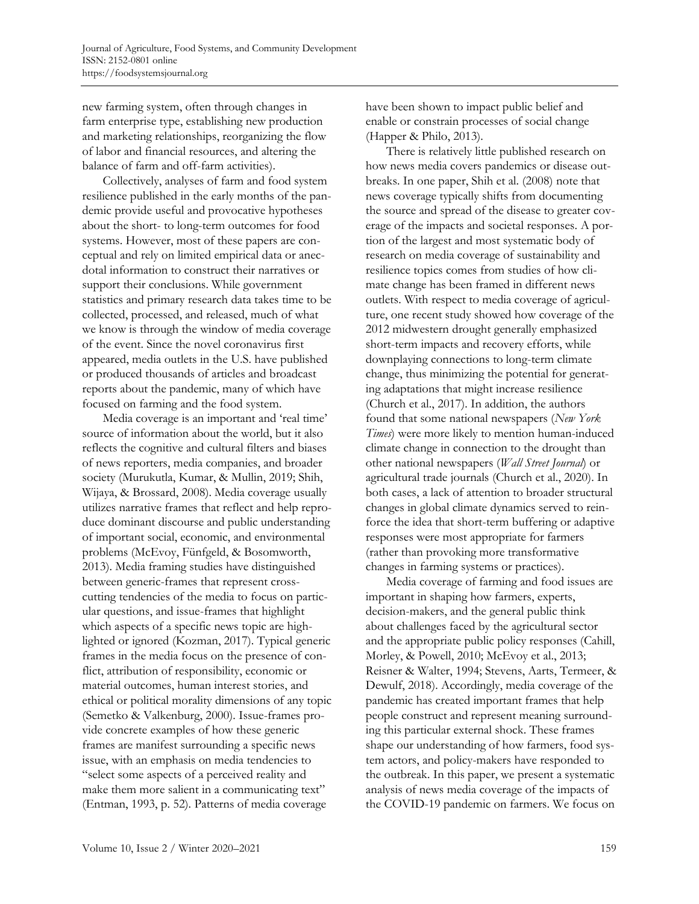new farming system, often through changes in farm enterprise type, establishing new production and marketing relationships, reorganizing the flow of labor and financial resources, and altering the balance of farm and off-farm activities).

Collectively, analyses of farm and food system resilience published in the early months of the pandemic provide useful and provocative hypotheses about the short- to long-term outcomes for food systems. However, most of these papers are conceptual and rely on limited empirical data or anecdotal information to construct their narratives or support their conclusions. While government statistics and primary research data takes time to be collected, processed, and released, much of what we know is through the window of media coverage of the event. Since the novel coronavirus first appeared, media outlets in the U.S. have published or produced thousands of articles and broadcast reports about the pandemic, many of which have focused on farming and the food system.

Media coverage is an important and 'real time' source of information about the world, but it also reflects the cognitive and cultural filters and biases of news reporters, media companies, and broader society (Murukutla, Kumar, & Mullin, 2019; Shih, Wijaya, & Brossard, 2008). Media coverage usually utilizes narrative frames that reflect and help reproduce dominant discourse and public understanding of important social, economic, and environmental problems (McEvoy, Fünfgeld, & Bosomworth, 2013). Media framing studies have distinguished between generic-frames that represent cross-cutting tendencies of the media to focus on particular questions, and issue-frames that highlight which aspects of a specific news topic are highlighted or ignored (Kozman, 2017). Typical generic frames in the media focus on the presence of conflict, attribution of responsibility, economic or material outcomes, human interest stories, and ethical or political morality dimensions of any topic (Semetko & Valkenburg, 2000). Issue-frames provide concrete examples of how these generic frames are manifest surrounding a specific news issue, with an emphasis on media tendencies to "select some aspects of a perceived reality and make them more salient in a communicating text" (Entman, 1993, p. 52). Patterns of media coverage have been shown to impact public belief and enable or constrain processes of social change (Happer & Philo, 2013).

There is relatively little published research on how news media covers pandemics or disease outbreaks. In one paper, Shih et al. (2008) note that news coverage typically shifts from documenting the source and spread of the disease to greater coverage of the impacts and societal responses. A portion of the largest and most systematic body of research on media coverage of sustainability and resilience topics comes from studies of how climate change has been framed in different news outlets. With respect to media coverage of agriculture, one recent study showed how coverage of the 2012 midwestern drought generally emphasized short-term impacts and recovery efforts, while downplaying connections to long-term climate change, thus minimizing the potential for generating adaptations that might increase resilience (Church et al., 2017). In addition, the authors found that some national newspapers (*New York Times*) were more likely to mention human-induced climate change in connection to the drought than other national newspapers (*Wall Street Journal*) or agricultural trade journals (Church et al., 2020). In both cases, a lack of attention to broader structural changes in global climate dynamics served to reinforce the idea that short-term buffering or adaptive responses were most appropriate for farmers (rather than provoking more transformative changes in farming systems or practices).

Media coverage of farming and food issues are important in shaping how farmers, experts, decision-makers, and the general public think about challenges faced by the agricultural sector and the appropriate public policy responses (Cahill, Morley, & Powell, 2010; McEvoy et al., 2013; Reisner & Walter, 1994; Stevens, Aarts, Termeer, & Dewulf, 2018). Accordingly, media coverage of the pandemic has created important frames that help people construct and represent meaning surrounding this particular external shock. These frames shape our understanding of how farmers, food system actors, and policy-makers have responded to the outbreak. In this paper, we present a systematic analysis of news media coverage of the impacts of the COVID-19 pandemic on farmers. We focus on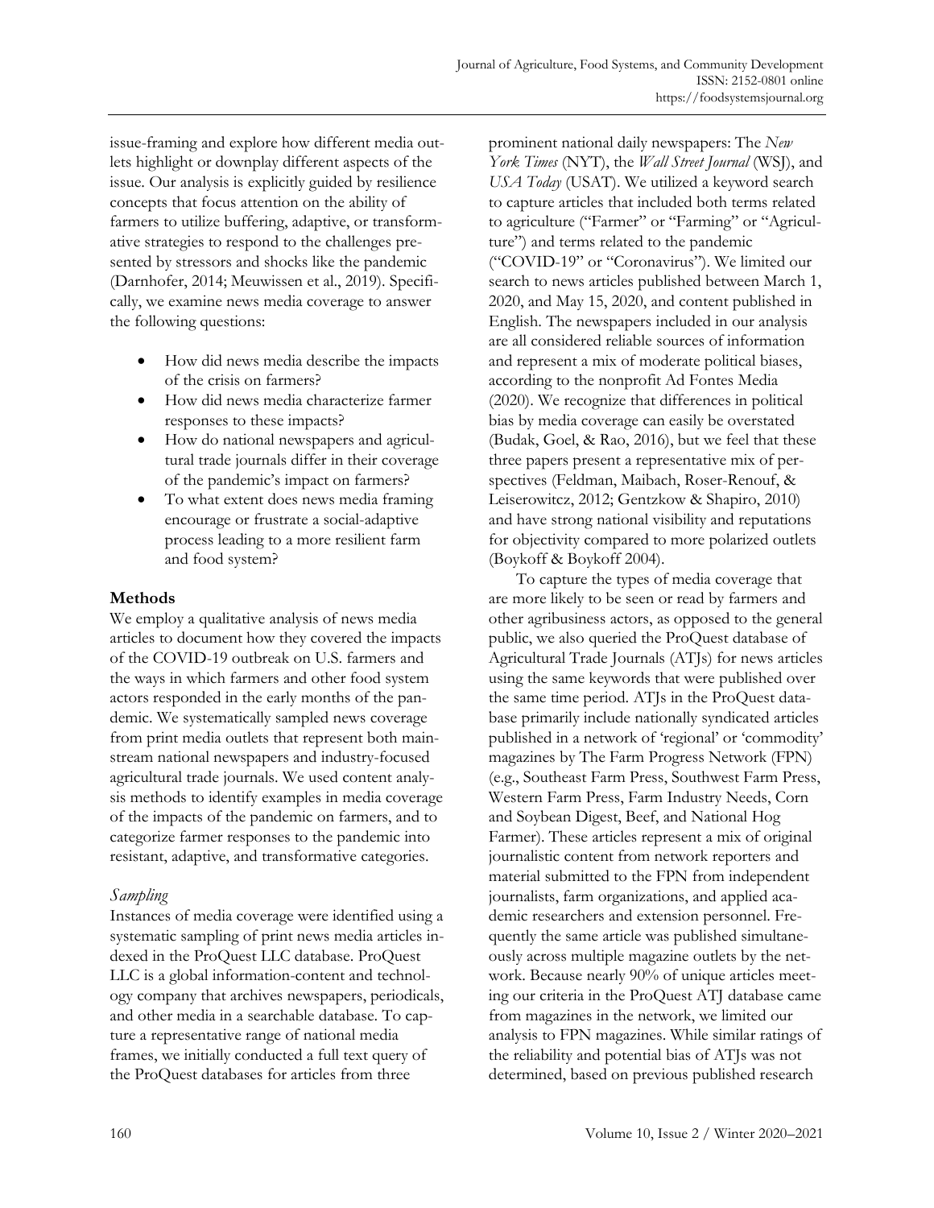issue-framing and explore how different media outlets highlight or downplay different aspects of the issue. Our analysis is explicitly guided by resilience concepts that focus attention on the ability of farmers to utilize buffering, adaptive, or transformative strategies to respond to the challenges presented by stressors and shocks like the pandemic (Darnhofer, 2014; Meuwissen et al., 2019). Specifically, we examine news media coverage to answer the following questions:

- How did news media describe the impacts of the crisis on farmers?
- How did news media characterize farmer responses to these impacts?
- How do national newspapers and agricultural trade journals differ in their coverage of the pandemic's impact on farmers?
- To what extent does news media framing encourage or frustrate a social-adaptive process leading to a more resilient farm and food system?

## Methods

We employ a qualitative analysis of news media articles to document how they covered the impacts of the COVID-19 outbreak on U.S. farmers and the ways in which farmers and other food system actors responded in the early months of the pandemic. We systematically sampled news coverage from print media outlets that represent both mainstream national newspapers and industry-focused agricultural trade journals. We used content analysis methods to identify examples in media coverage of the impacts of the pandemic on farmers, and to categorize farmer responses to the pandemic into resistant, adaptive, and transformative categories.

### *Sampling*

Instances of media coverage were identified using a systematic sampling of print news media articles indexed in the ProQuest LLC database. ProQuest LLC is a global information-content and technology company that archives newspapers, periodicals, and other media in a searchable database. To capture a representative range of national media frames, we initially conducted a full text query of the ProQuest databases for articles from three prominent national daily newspapers: The *New York Times* (NYT), the *Wall Street Journal* (WSJ), and *USA Today* (USAT). We utilized a keyword search to capture articles that included both terms related to agriculture ("Farmer" or "Farming" or "Agriculture") and terms related to the pandemic ("COVID-19" or "Coronavirus"). We limited our search to news articles published between March 1, 2020, and May 15, 2020, and content published in English. The newspapers included in our analysis are all considered reliable sources of information and represent a mix of moderate political biases, according to the nonprofit Ad Fontes Media (2020). We recognize that differences in political bias by media coverage can easily be overstated (Budak, Goel, & Rao, 2016), but we feel that these three papers present a representative mix of perspectives (Feldman, Maibach, Roser-Renouf, & Leiserowitcz, 2012; Gentzkow & Shapiro, 2010) and have strong national visibility and reputations for objectivity compared to more polarized outlets (Boykoff & Boykoff 2004).

To capture the types of media coverage that are more likely to be seen or read by farmers and other agribusiness actors, as opposed to the general public, we also queried the ProQuest database of Agricultural Trade Journals (ATJs) for news articles using the same keywords that were published over the same time period. ATJs in the ProQuest database primarily include nationally syndicated articles published in a network of 'regional' or 'commodity' magazines by The Farm Progress Network (FPN) (e.g., Southeast Farm Press, Southwest Farm Press, Western Farm Press, Farm Industry Needs, Corn and Soybean Digest, Beef, and National Hog Farmer). These articles represent a mix of original journalistic content from network reporters and material submitted to the FPN from independent journalists, farm organizations, and applied academic researchers and extension personnel. Frequently the same article was published simultaneously across multiple magazine outlets by the network. Because nearly 90% of unique articles meeting our criteria in the ProQuest ATJ database came from magazines in the network, we limited our analysis to FPN magazines. While similar ratings of the reliability and potential bias of ATJs was not determined, based on previous published research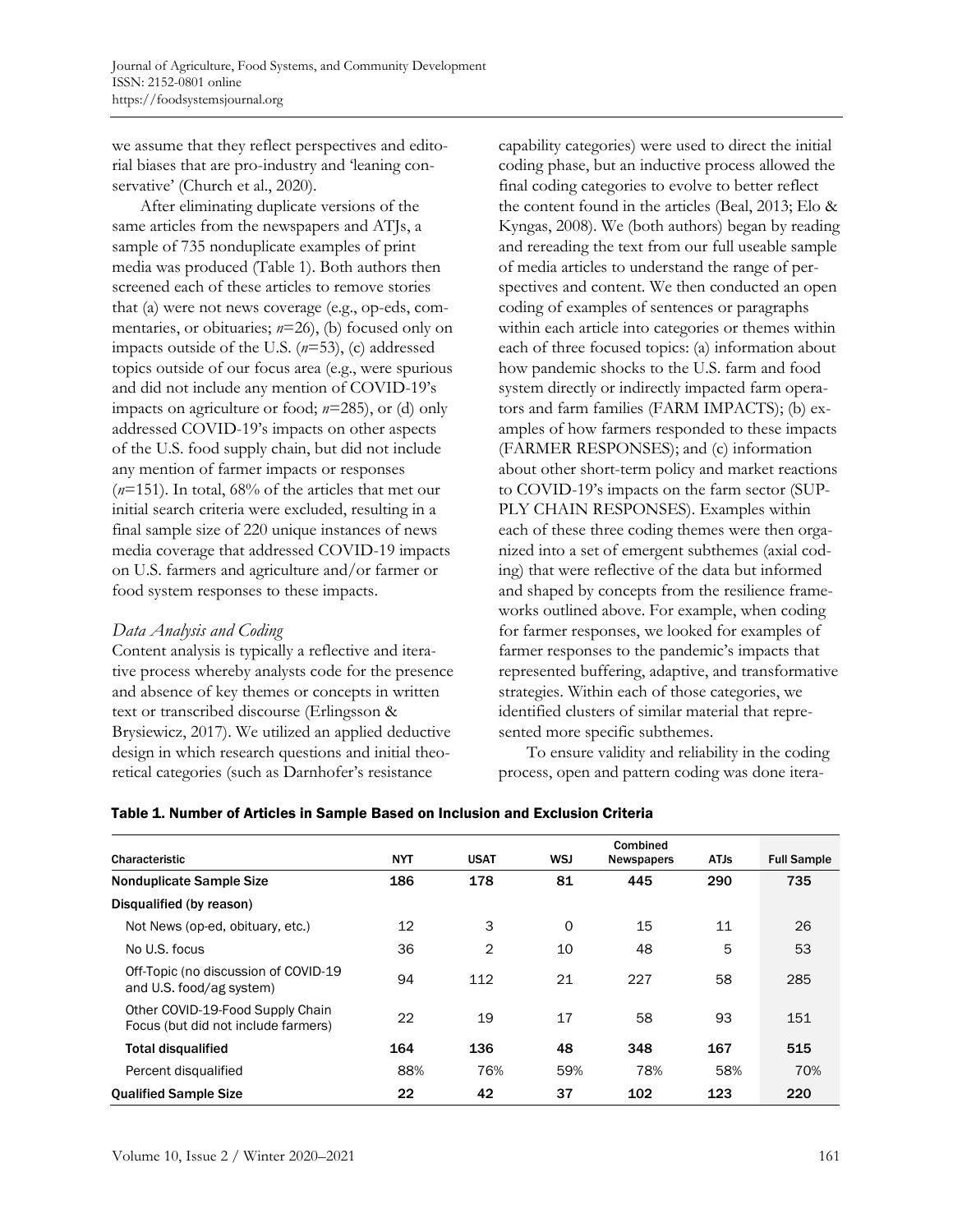we assume that they reflect perspectives and editorial biases that are pro-industry and 'leaning conservative' (Church et al., 2020).

After eliminating duplicate versions of the same articles from the newspapers and ATJs, a sample of 735 nonduplicate examples of print media was produced (Table 1). Both authors then screened each of these articles to remove stories that (a) were not news coverage (e.g., op-eds, commentaries, or obituaries; *n*=26), (b) focused only on impacts outside of the U.S. (*n*=53), (c) addressed topics outside of our focus area (e.g., were spurious and did not include any mention of COVID-19's impacts on agriculture or food; *n*=285), or (d) only addressed COVID-19's impacts on other aspects of the U.S. food supply chain, but did not include any mention of farmer impacts or responses (*n*=151). In total, 68% of the articles that met our initial search criteria were excluded, resulting in a final sample size of 220 unique instances of news media coverage that addressed COVID-19 impacts on U.S. farmers and agriculture and/or farmer or food system responses to these impacts.

### *Data Analysis and Coding*

Content analysis is typically a reflective and iterative process whereby analysts code for the presence and absence of key themes or concepts in written text or transcribed discourse (Erlingsson & Brysiewicz, 2017). We utilized an applied deductive design in which research questions and initial theoretical categories (such as Darnhofer's resistance capability categories) were used to direct the initial coding phase, but an inductive process allowed the final coding categories to evolve to better reflect the content found in the articles (Beal, 2013; Elo & Kyngas, 2008). We (both authors) began by reading and rereading the text from our full useable sample of media articles to understand the range of perspectives and content. We then conducted an open coding of examples of sentences or paragraphs within each article into categories or themes within each of three focused topics: (a) information about how pandemic shocks to the U.S. farm and food system directly or indirectly impacted farm operators and farm families (FARM IMPACTS); (b) examples of how farmers responded to these impacts (FARMER RESPONSES); and (c) information about other short-term policy and market reactions to COVID-19's impacts on the farm sector (SUPPLY CHAIN RESPONSES). Examples within each of these three coding themes were then organized into a set of emergent subthemes (axial coding) that were reflective of the data but informed and shaped by concepts from the resilience frameworks outlined above. For example, when coding for farmer responses, we looked for examples of farmer responses to the pandemic's impacts that represented buffering, adaptive, and transformative strategies. Within each of those categories, we identified clusters of similar material that represented more specific subthemes.

To ensure validity and reliability in the coding process, open and pattern coding was done itera-

**Table 1. Number of Articles in Sample Based on Inclusion and Exclusion Criteria**

| Characteristic | NYT | USAT | WSJ | Combined Newspapers | ATJs | Full Sample |
|---|---|---|---|---|---|---|
| **Nonduplicate Sample Size** | **186** | **178** | **81** | **445** | **290** | **735** |
| **Disqualified (by reason)** | | | | | | |
| Not News (op-ed, obituary, etc.) | 12 | 3 | 0 | 15 | 11 | 26 |
| No U.S. focus | 36 | 2 | 10 | 48 | 5 | 53 |
| Off-Topic (no discussion of COVID-19 and U.S. food/ag system) | 94 | 112 | 21 | 227 | 58 | 285 |
| Other COVID-19-Food Supply Chain Focus (but did not include farmers) | 22 | 19 | 17 | 58 | 93 | 151 |
| **Total disqualified** | **164** | **136** | **48** | **348** | **167** | **515** |
| Percent disqualified | 88% | 76% | 59% | 78% | 58% | 70% |
| **Qualified Sample Size** | **22** | **42** | **37** | **102** | **123** | **220** |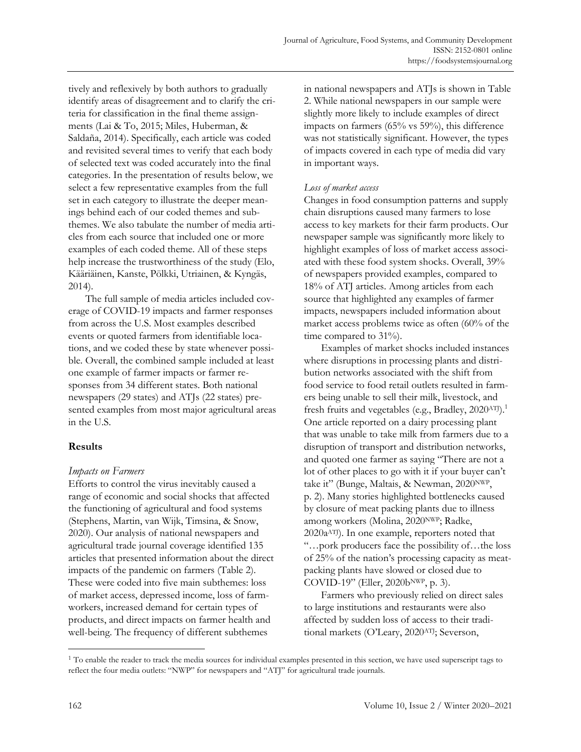tively and reflexively by both authors to gradually identify areas of disagreement and to clarify the criteria for classification in the final theme assignments (Lai & To, 2015; Miles, Huberman, & Saldaña, 2014). Specifically, each article was coded and revisited several times to verify that each body of selected text was coded accurately into the final categories. In the presentation of results below, we select a few representative examples from the full set in each category to illustrate the deeper meanings behind each of our coded themes and subthemes. We also tabulate the number of media articles from each source that included one or more examples of each coded theme. All of these steps help increase the trustworthiness of the study (Elo, Kääriäinen, Kanste, Pölkki, Utriainen, & Kyngäs, 2014).

The full sample of media articles included coverage of COVID-19 impacts and farmer responses from across the U.S. Most examples described events or quoted farmers from identifiable locations, and we coded these by state whenever possible. Overall, the combined sample included at least one example of farmer impacts or farmer responses from 34 different states. Both national newspapers (29 states) and ATJs (22 states) presented examples from most major agricultural areas in the U.S.

## Results

### *Impacts on Farmers*

Efforts to control the virus inevitably caused a range of economic and social shocks that affected the functioning of agricultural and food systems (Stephens, Martin, van Wijk, Timsina, & Snow, 2020). Our analysis of national newspapers and agricultural trade journal coverage identified 135 articles that presented information about the direct impacts of the pandemic on farmers (Table 2). These were coded into five main subthemes: loss of market access, depressed income, loss of farmworkers, increased demand for certain types of products, and direct impacts on farmer health and well-being. The frequency of different subthemes in national newspapers and ATJs is shown in Table 2. While national newspapers in our sample were slightly more likely to include examples of direct impacts on farmers (65% vs 59%), this difference was not statistically significant. However, the types of impacts covered in each type of media did vary in important ways.

#### *Loss of market access*

Changes in food consumption patterns and supply chain disruptions caused many farmers to lose access to key markets for their farm products. Our newspaper sample was significantly more likely to highlight examples of loss of market access associated with these food system shocks. Overall, 39% of newspapers provided examples, compared to 18% of ATJ articles. Among articles from each source that highlighted any examples of farmer impacts, newspapers included information about market access problems twice as often (60% of the time compared to 31%).

Examples of market shocks included instances where disruptions in processing plants and distribution networks associated with the shift from food service to food retail outlets resulted in farmers being unable to sell their milk, livestock, and fresh fruits and vegetables (e.g., Bradley, 2020[ATJ]).[1] One article reported on a dairy processing plant that was unable to take milk from farmers due to a disruption of transport and distribution networks, and quoted one farmer as saying "There are not a lot of other places to go with it if your buyer can't take it" (Bunge, Maltais, & Newman, 2020[NWP], p. 2). Many stories highlighted bottlenecks caused by closure of meat packing plants due to illness among workers (Molina, 2020[NWP]; Radke, 2020a[ATJ]). In one example, reporters noted that "…pork producers face the possibility of…the loss of 25% of the nation's processing capacity as meatpacking plants have slowed or closed due to COVID-19" (Eller, 2020b[NWP], p. 3).

Farmers who previously relied on direct sales to large institutions and restaurants were also affected by sudden loss of access to their traditional markets (O'Leary, 2020[ATJ]; Severson,

[1] To enable the reader to track the media sources for individual examples presented in this section, we have used superscript tags to reflect the four media outlets: "NWP" for newspapers and "ATJ" for agricultural trade journals.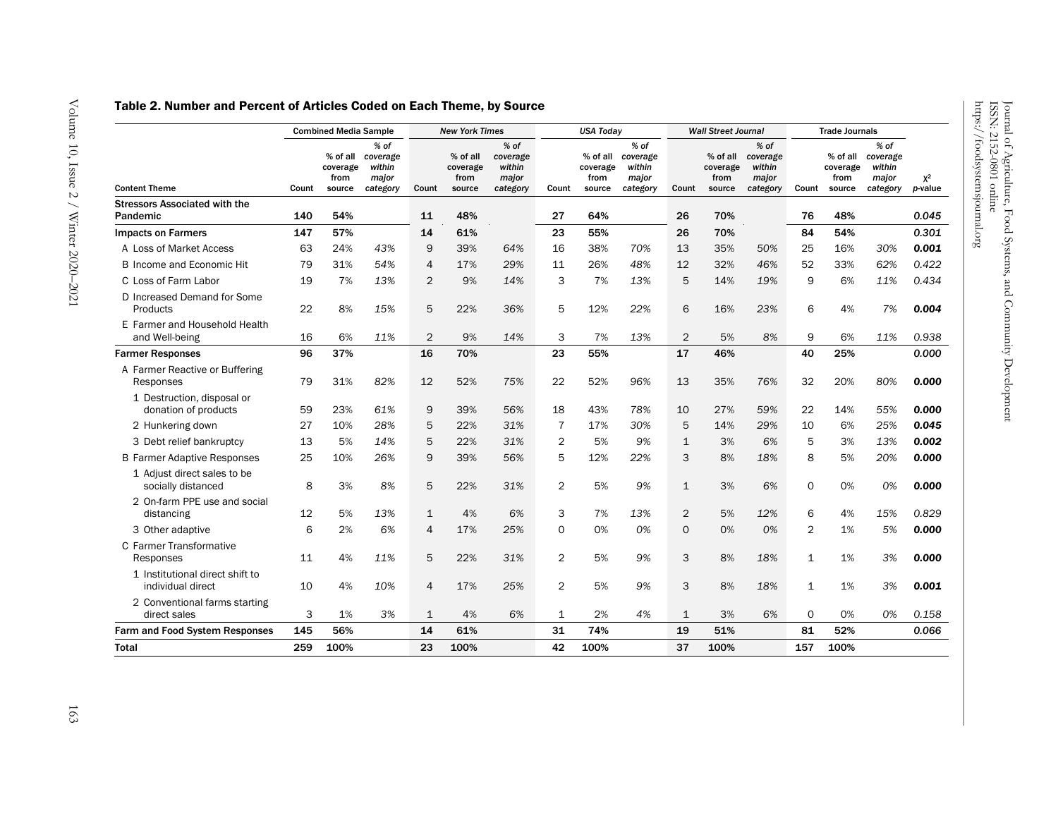## Table 2. Number and Percent of Articles Coded on Each Theme, by Source

| | Combined Media Sample | | | New York Times | | | USA Today | | | Wall Street Journal | | | Trade Journals | | | |
|---|---|---|---|---|---|---|---|---|---|---|---|---|---|---|---|---|
| Content Theme | Count | % of all coverage from source | *% of coverage within major category* | Count | % of all coverage from source | *% of coverage within major category* | Count | % of all coverage from source | *% of coverage within major category* | Count | % of all coverage from source | *% of coverage within major category* | Count | % of all coverage from source | *% of coverage within major category* | $\chi^2$ *p*-value |
| **Stressors Associated with the Pandemic** | **140** | **54%** | | **11** | **48%** | | **27** | **64%** | | **26** | **70%** | | **76** | **48%** | | *0.045* |
| **Impacts on Farmers** | **147** | **57%** | | **14** | **61%** | | **23** | **55%** | | **26** | **70%** | | **84** | **54%** | | *0.301* |
| A Loss of Market Access | 63 | 24% | *43%* | 9 | 39% | *64%* | 16 | 38% | *70%* | 13 | 35% | *50%* | 25 | 16% | *30%* | ***0.001*** |
| B Income and Economic Hit | 79 | 31% | *54%* | 4 | 17% | *29%* | 11 | 26% | *48%* | 12 | 32% | *46%* | 52 | 33% | *62%* | *0.422* |
| C Loss of Farm Labor | 19 | 7% | *13%* | 2 | 9% | *14%* | 3 | 7% | *13%* | 5 | 14% | *19%* | 9 | 6% | *11%* | *0.434* |
| D Increased Demand for Some Products | 22 | 8% | *15%* | 5 | 22% | *36%* | 5 | 12% | *22%* | 6 | 16% | *23%* | 6 | 4% | *7%* | ***0.004*** |
| E Farmer and Household Health and Well-being | 16 | 6% | *11%* | 2 | 9% | *14%* | 3 | 7% | *13%* | 2 | 5% | *8%* | 9 | 6% | *11%* | *0.938* |
| **Farmer Responses** | **96** | **37%** | | **16** | **70%** | | **23** | **55%** | | **17** | **46%** | | **40** | **25%** | | *0.000* |
| A Farmer Reactive or Buffering Responses | 79 | 31% | *82%* | 12 | 52% | *75%* | 22 | 52% | *96%* | 13 | 35% | *76%* | 32 | 20% | *80%* | ***0.000*** |
| 1 Destruction, disposal or donation of products | 59 | 23% | *61%* | 9 | 39% | *56%* | 18 | 43% | *78%* | 10 | 27% | *59%* | 22 | 14% | *55%* | ***0.000*** |
| 2 Hunkering down | 27 | 10% | *28%* | 5 | 22% | *31%* | 7 | 17% | *30%* | 5 | 14% | *29%* | 10 | 6% | *25%* | ***0.045*** |
| 3 Debt relief bankruptcy | 13 | 5% | *14%* | 5 | 22% | *31%* | 2 | 5% | *9%* | 1 | 3% | *6%* | 5 | 3% | *13%* | ***0.002*** |
| B Farmer Adaptive Responses | 25 | 10% | *26%* | 9 | 39% | *56%* | 5 | 12% | *22%* | 3 | 8% | *18%* | 8 | 5% | *20%* | ***0.000*** |
| 1 Adjust direct sales to be socially distanced | 8 | 3% | *8%* | 5 | 22% | *31%* | 2 | 5% | *9%* | 1 | 3% | *6%* | 0 | 0% | *0%* | ***0.000*** |
| 2 On-farm PPE use and social distancing | 12 | 5% | *13%* | 1 | 4% | *6%* | 3 | 7% | *13%* | 2 | 5% | *12%* | 6 | 4% | *15%* | *0.829* |
| 3 Other adaptive | 6 | 2% | *6%* | 4 | 17% | *25%* | 0 | 0% | *0%* | 0 | 0% | *0%* | 2 | 1% | *5%* | ***0.000*** |
| C Farmer Transformative Responses | 11 | 4% | *11%* | 5 | 22% | *31%* | 2 | 5% | *9%* | 3 | 8% | *18%* | 1 | 1% | *3%* | ***0.000*** |
| 1 Institutional direct shift to individual direct | 10 | 4% | *10%* | 4 | 17% | *25%* | 2 | 5% | *9%* | 3 | 8% | *18%* | 1 | 1% | *3%* | ***0.001*** |
| 2 Conventional farms starting direct sales | 3 | 1% | *3%* | 1 | 4% | *6%* | 1 | 2% | *4%* | 1 | 3% | *6%* | 0 | 0% | *0%* | *0.158* |
| **Farm and Food System Responses** | **145** | **56%** | | **14** | **61%** | | **31** | **74%** | | **19** | **51%** | | **81** | **52%** | | *0.066* |
| **Total** | **259** | **100%** | | **23** | **100%** | | **42** | **100%** | | **37** | **100%** | | **157** | **100%** | | |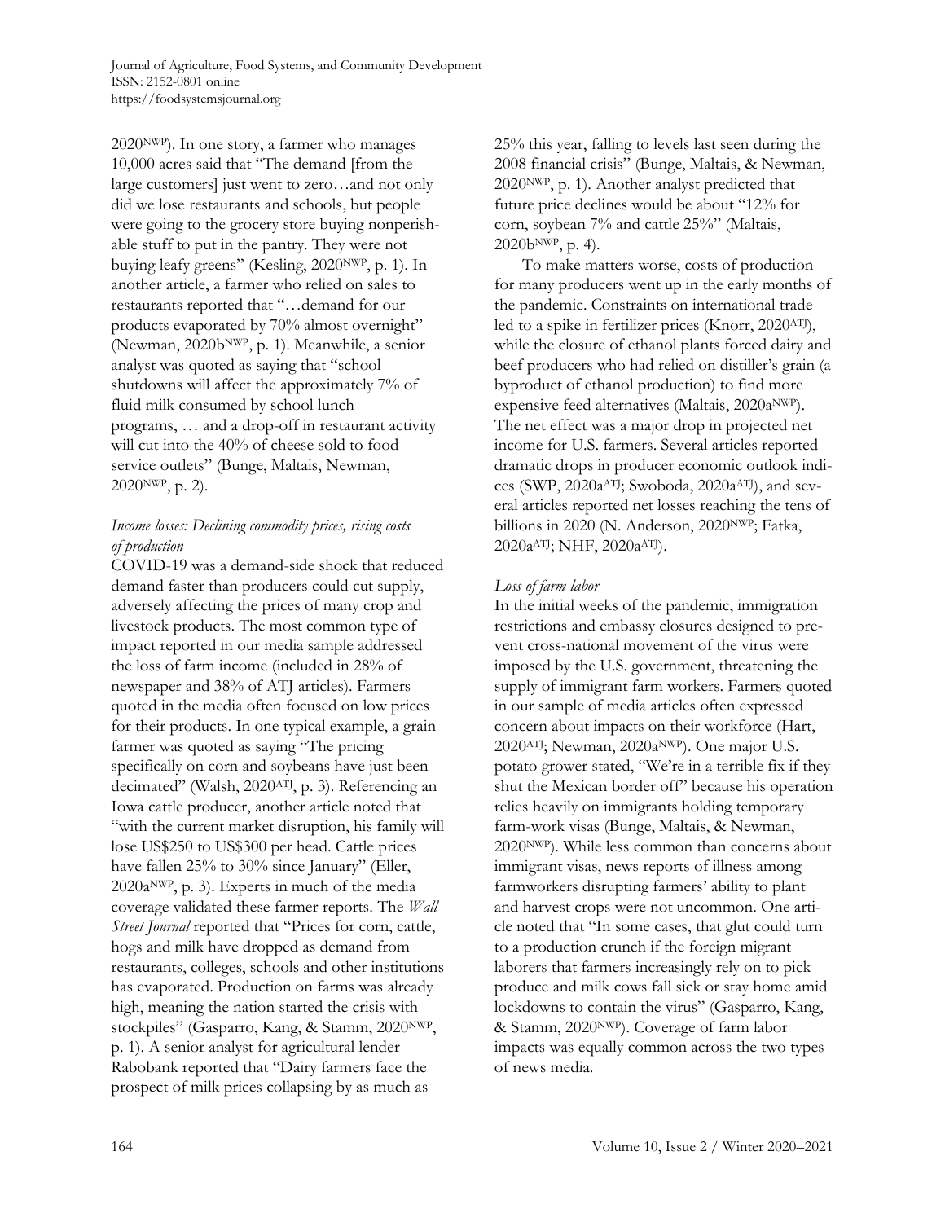2020[NWP]). In one story, a farmer who manages 10,000 acres said that "The demand [from the large customers] just went to zero…and not only did we lose restaurants and schools, but people were going to the grocery store buying nonperishable stuff to put in the pantry. They were not buying leafy greens" (Kesling, 2020[NWP], p. 1). In another article, a farmer who relied on sales to restaurants reported that "…demand for our products evaporated by 70% almost overnight" (Newman, 2020b[NWP], p. 1). Meanwhile, a senior analyst was quoted as saying that "school shutdowns will affect the approximately 7% of fluid milk consumed by school lunch programs, … and a drop-off in restaurant activity will cut into the 40% of cheese sold to food service outlets" (Bunge, Maltais, Newman, 2020[NWP], p. 2).

### *Income losses: Declining commodity prices, rising costs of production*

COVID-19 was a demand-side shock that reduced demand faster than producers could cut supply, adversely affecting the prices of many crop and livestock products. The most common type of impact reported in our media sample addressed the loss of farm income (included in 28% of newspaper and 38% of ATJ articles). Farmers quoted in the media often focused on low prices for their products. In one typical example, a grain farmer was quoted as saying "The pricing specifically on corn and soybeans have just been decimated" (Walsh, 2020[ATJ], p. 3). Referencing an Iowa cattle producer, another article noted that "with the current market disruption, his family will lose US$250 to US$300 per head. Cattle prices have fallen 25% to 30% since January" (Eller, 2020a[NWP], p. 3). Experts in much of the media coverage validated these farmer reports. The *Wall Street Journal* reported that "Prices for corn, cattle, hogs and milk have dropped as demand from restaurants, colleges, schools and other institutions has evaporated. Production on farms was already high, meaning the nation started the crisis with stockpiles" (Gasparro, Kang, & Stamm, 2020[NWP], p. 1). A senior analyst for agricultural lender Rabobank reported that "Dairy farmers face the prospect of milk prices collapsing by as much as 25% this year, falling to levels last seen during the 2008 financial crisis" (Bunge, Maltais, & Newman, 2020[NWP], p. 1). Another analyst predicted that future price declines would be about "12% for corn, soybean 7% and cattle 25%" (Maltais, 2020b[NWP], p. 4).

To make matters worse, costs of production for many producers went up in the early months of the pandemic. Constraints on international trade led to a spike in fertilizer prices (Knorr, 2020[ATJ]), while the closure of ethanol plants forced dairy and beef producers who had relied on distiller's grain (a byproduct of ethanol production) to find more expensive feed alternatives (Maltais, 2020a[NWP]). The net effect was a major drop in projected net income for U.S. farmers. Several articles reported dramatic drops in producer economic outlook indices (SWP, 2020a[ATJ]; Swoboda, 2020a[ATJ]), and several articles reported net losses reaching the tens of billions in 2020 (N. Anderson, 2020[NWP]; Fatka, 2020a[ATJ]; NHF, 2020a[ATJ]).

### *Loss of farm labor*

In the initial weeks of the pandemic, immigration restrictions and embassy closures designed to prevent cross-national movement of the virus were imposed by the U.S. government, threatening the supply of immigrant farm workers. Farmers quoted in our sample of media articles often expressed concern about impacts on their workforce (Hart, 2020[ATJ]; Newman, 2020a[NWP]). One major U.S. potato grower stated, "We're in a terrible fix if they shut the Mexican border off" because his operation relies heavily on immigrants holding temporary farm-work visas (Bunge, Maltais, & Newman, 2020[NWP]). While less common than concerns about immigrant visas, news reports of illness among farmworkers disrupting farmers' ability to plant and harvest crops were not uncommon. One article noted that "In some cases, that glut could turn to a production crunch if the foreign migrant laborers that farmers increasingly rely on to pick produce and milk cows fall sick or stay home amid lockdowns to contain the virus" (Gasparro, Kang, & Stamm, 2020[NWP]). Coverage of farm labor impacts was equally common across the two types of news media.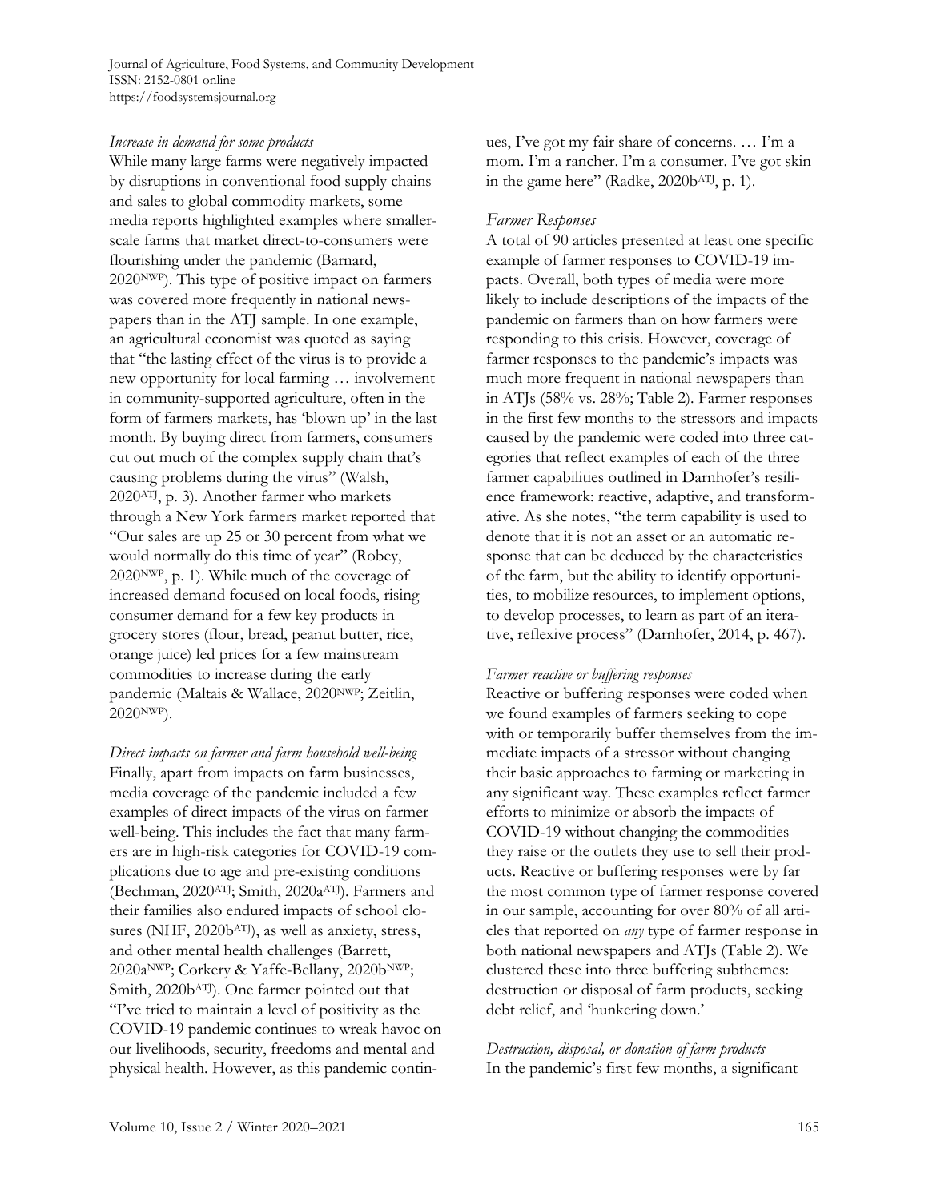*Increase in demand for some products*

While many large farms were negatively impacted by disruptions in conventional food supply chains and sales to global commodity markets, some media reports highlighted examples where smaller-scale farms that market direct-to-consumers were flourishing under the pandemic (Barnard, 2020[NWP]). This type of positive impact on farmers was covered more frequently in national newspapers than in the ATJ sample. In one example, an agricultural economist was quoted as saying that "the lasting effect of the virus is to provide a new opportunity for local farming … involvement in community-supported agriculture, often in the form of farmers markets, has 'blown up' in the last month. By buying direct from farmers, consumers cut out much of the complex supply chain that's causing problems during the virus" (Walsh, 2020[ATJ], p. 3). Another farmer who markets through a New York farmers market reported that "Our sales are up 25 or 30 percent from what we would normally do this time of year" (Robey, 2020[NWP], p. 1). While much of the coverage of increased demand focused on local foods, rising consumer demand for a few key products in grocery stores (flour, bread, peanut butter, rice, orange juice) led prices for a few mainstream commodities to increase during the early pandemic (Maltais & Wallace, 2020[NWP]; Zeitlin, 2020[NWP]).

*Direct impacts on farmer and farm household well-being*

Finally, apart from impacts on farm businesses, media coverage of the pandemic included a few examples of direct impacts of the virus on farmer well-being. This includes the fact that many farmers are in high-risk categories for COVID-19 complications due to age and pre-existing conditions (Bechman, 2020[ATJ]; Smith, 2020a[ATJ]). Farmers and their families also endured impacts of school closures (NHF, 2020b[ATJ]), as well as anxiety, stress, and other mental health challenges (Barrett, 2020a[NWP]; Corkery & Yaffe-Bellany, 2020b[NWP]; Smith, 2020b[ATJ]). One farmer pointed out that "I've tried to maintain a level of positivity as the COVID-19 pandemic continues to wreak havoc on our livelihoods, security, freedoms and mental and physical health. However, as this pandemic continues, I've got my fair share of concerns. … I'm a mom. I'm a rancher. I'm a consumer. I've got skin in the game here" (Radke, 2020b[ATJ], p. 1).

## *Farmer Responses*

A total of 90 articles presented at least one specific example of farmer responses to COVID-19 impacts. Overall, both types of media were more likely to include descriptions of the impacts of the pandemic on farmers than on how farmers were responding to this crisis. However, coverage of farmer responses to the pandemic's impacts was much more frequent in national newspapers than in ATJs (58% vs. 28%; Table 2). Farmer responses in the first few months to the stressors and impacts caused by the pandemic were coded into three categories that reflect examples of each of the three farmer capabilities outlined in Darnhofer's resilience framework: reactive, adaptive, and transformative. As she notes, "the term capability is used to denote that it is not an asset or an automatic response that can be deduced by the characteristics of the farm, but the ability to identify opportunities, to mobilize resources, to implement options, to develop processes, to learn as part of an iterative, reflexive process" (Darnhofer, 2014, p. 467).

*Farmer reactive or buffering responses*

Reactive or buffering responses were coded when we found examples of farmers seeking to cope with or temporarily buffer themselves from the immediate impacts of a stressor without changing their basic approaches to farming or marketing in any significant way. These examples reflect farmer efforts to minimize or absorb the impacts of COVID-19 without changing the commodities they raise or the outlets they use to sell their products. Reactive or buffering responses were by far the most common type of farmer response covered in our sample, accounting for over 80% of all articles that reported on *any* type of farmer response in both national newspapers and ATJs (Table 2). We clustered these into three buffering subthemes: destruction or disposal of farm products, seeking debt relief, and 'hunkering down.'

*Destruction, disposal, or donation of farm products*

In the pandemic's first few months, a significant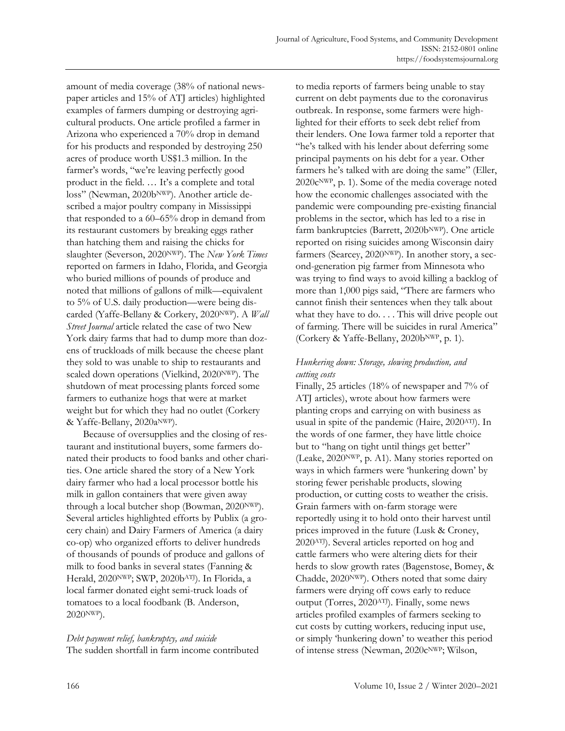amount of media coverage (38% of national newspaper articles and 15% of ATJ articles) highlighted examples of farmers dumping or destroying agricultural products. One article profiled a farmer in Arizona who experienced a 70% drop in demand for his products and responded by destroying 250 acres of produce worth US$1.3 million. In the farmer's words, "we're leaving perfectly good product in the field. … It's a complete and total loss" (Newman, 2020b[NWP]). Another article described a major poultry company in Mississippi that responded to a 60–65% drop in demand from its restaurant customers by breaking eggs rather than hatching them and raising the chicks for slaughter (Severson, 2020[NWP]). The *New York Times* reported on farmers in Idaho, Florida, and Georgia who buried millions of pounds of produce and noted that millions of gallons of milk—equivalent to 5% of U.S. daily production—were being discarded (Yaffe-Bellany & Corkery, 2020[NWP]). A *Wall Street Journal* article related the case of two New York dairy farms that had to dump more than dozens of truckloads of milk because the cheese plant they sold to was unable to ship to restaurants and scaled down operations (Vielkind, 2020[NWP]). The shutdown of meat processing plants forced some farmers to euthanize hogs that were at market weight but for which they had no outlet (Corkery & Yaffe-Bellany, 2020a[NWP]).

Because of oversupplies and the closing of restaurant and institutional buyers, some farmers donated their products to food banks and other charities. One article shared the story of a New York dairy farmer who had a local processor bottle his milk in gallon containers that were given away through a local butcher shop (Bowman, 2020[NWP]). Several articles highlighted efforts by Publix (a grocery chain) and Dairy Farmers of America (a dairy co-op) who organized efforts to deliver hundreds of thousands of pounds of produce and gallons of milk to food banks in several states (Fanning & Herald, 2020[NWP]; SWP, 2020b[ATJ]). In Florida, a local farmer donated eight semi-truck loads of tomatoes to a local foodbank (B. Anderson, 2020[NWP]).

*Debt payment relief, bankruptcy, and suicide*

The sudden shortfall in farm income contributed to media reports of farmers being unable to stay current on debt payments due to the coronavirus outbreak. In response, some farmers were highlighted for their efforts to seek debt relief from their lenders. One Iowa farmer told a reporter that "he's talked with his lender about deferring some principal payments on his debt for a year. Other farmers he's talked with are doing the same" (Eller, 2020c[NWP], p. 1). Some of the media coverage noted how the economic challenges associated with the pandemic were compounding pre-existing financial problems in the sector, which has led to a rise in farm bankruptcies (Barrett, 2020b[NWP]). One article reported on rising suicides among Wisconsin dairy farmers (Searcey, 2020[NWP]). In another story, a second-generation pig farmer from Minnesota who was trying to find ways to avoid killing a backlog of more than 1,000 pigs said, "There are farmers who cannot finish their sentences when they talk about what they have to do. . . . This will drive people out of farming. There will be suicides in rural America" (Corkery & Yaffe-Bellany, 2020b[NWP], p. 1).

*Hunkering down: Storage, slowing production, and cutting costs*

Finally, 25 articles (18% of newspaper and 7% of ATJ articles), wrote about how farmers were planting crops and carrying on with business as usual in spite of the pandemic (Haire, 2020[ATJ]). In the words of one farmer, they have little choice but to "hang on tight until things get better" (Leake, 2020[NWP], p. A1). Many stories reported on ways in which farmers were 'hunkering down' by storing fewer perishable products, slowing production, or cutting costs to weather the crisis. Grain farmers with on-farm storage were reportedly using it to hold onto their harvest until prices improved in the future (Lusk & Croney, 2020[ATJ]). Several articles reported on hog and cattle farmers who were altering diets for their herds to slow growth rates (Bagenstose, Bomey, & Chadde, 2020[NWP]). Others noted that some dairy farmers were drying off cows early to reduce output (Torres, 2020[ATJ]). Finally, some news articles profiled examples of farmers seeking to cut costs by cutting workers, reducing input use, or simply 'hunkering down' to weather this period of intense stress (Newman, 2020c[NWP]; Wilson,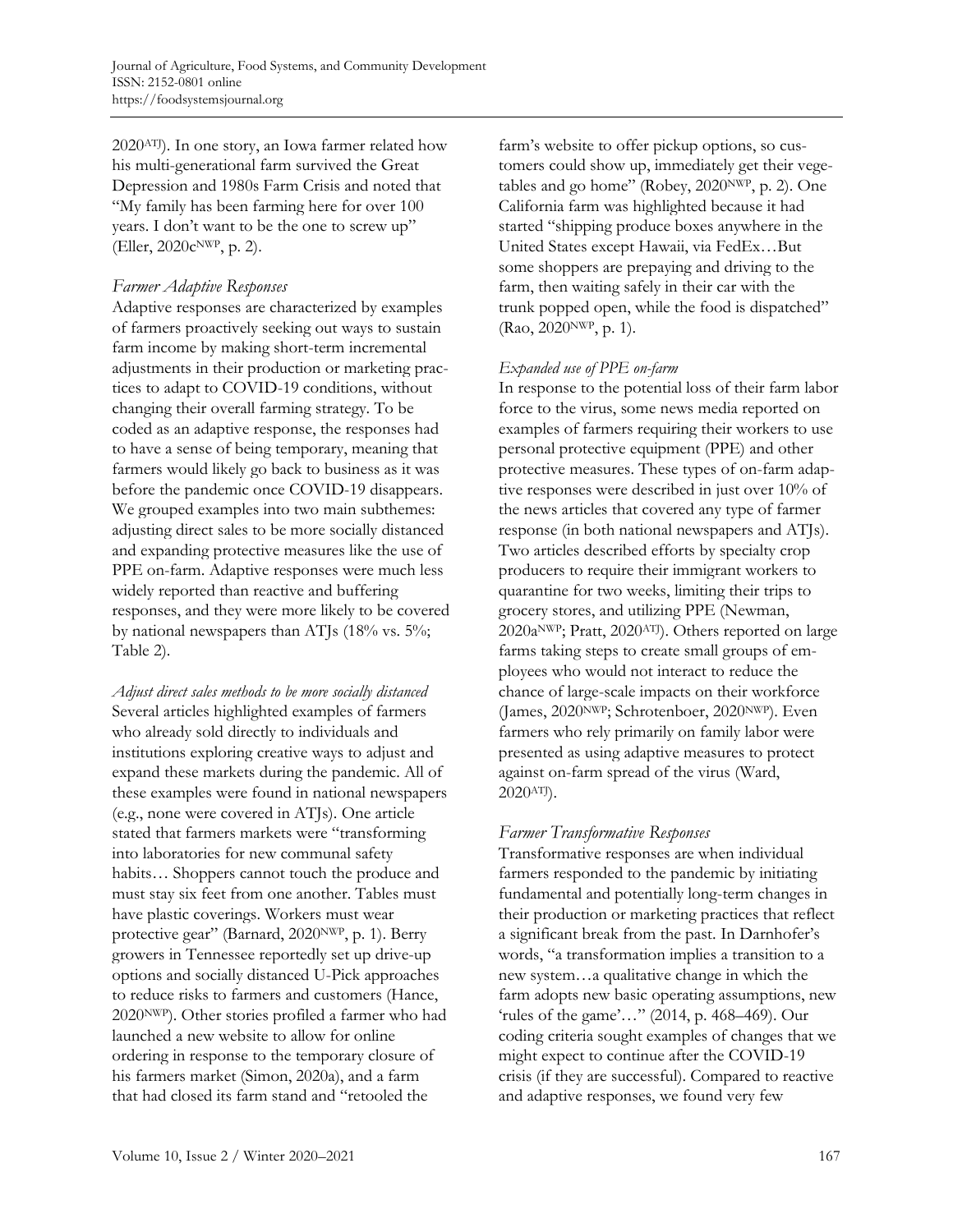2020[ATJ]). In one story, an Iowa farmer related how his multi-generational farm survived the Great Depression and 1980s Farm Crisis and noted that "My family has been farming here for over 100 years. I don't want to be the one to screw up" (Eller, 2020c[NWP], p. 2).

### *Farmer Adaptive Responses*

Adaptive responses are characterized by examples of farmers proactively seeking out ways to sustain farm income by making short-term incremental adjustments in their production or marketing practices to adapt to COVID-19 conditions, without changing their overall farming strategy. To be coded as an adaptive response, the responses had to have a sense of being temporary, meaning that farmers would likely go back to business as it was before the pandemic once COVID-19 disappears. We grouped examples into two main subthemes: adjusting direct sales to be more socially distanced and expanding protective measures like the use of PPE on-farm. Adaptive responses were much less widely reported than reactive and buffering responses, and they were more likely to be covered by national newspapers than ATJs (18% vs. 5%; Table 2).

*Adjust direct sales methods to be more socially distanced*

Several articles highlighted examples of farmers who already sold directly to individuals and institutions exploring creative ways to adjust and expand these markets during the pandemic. All of these examples were found in national newspapers (e.g., none were covered in ATJs). One article stated that farmers markets were "transforming into laboratories for new communal safety habits… Shoppers cannot touch the produce and must stay six feet from one another. Tables must have plastic coverings. Workers must wear protective gear" (Barnard, 2020[NWP], p. 1). Berry growers in Tennessee reportedly set up drive-up options and socially distanced U-Pick approaches to reduce risks to farmers and customers (Hance, 2020[NWP]). Other stories profiled a farmer who had launched a new website to allow for online ordering in response to the temporary closure of his farmers market (Simon, 2020a), and a farm that had closed its farm stand and "retooled the farm's website to offer pickup options, so customers could show up, immediately get their vegetables and go home" (Robey, 2020[NWP], p. 2). One California farm was highlighted because it had started "shipping produce boxes anywhere in the United States except Hawaii, via FedEx…But some shoppers are prepaying and driving to the farm, then waiting safely in their car with the trunk popped open, while the food is dispatched" (Rao, 2020[NWP], p. 1).

*Expanded use of PPE on-farm*

In response to the potential loss of their farm labor force to the virus, some news media reported on examples of farmers requiring their workers to use personal protective equipment (PPE) and other protective measures. These types of on-farm adaptive responses were described in just over 10% of the news articles that covered any type of farmer response (in both national newspapers and ATJs). Two articles described efforts by specialty crop producers to require their immigrant workers to quarantine for two weeks, limiting their trips to grocery stores, and utilizing PPE (Newman, 2020a[NWP]; Pratt, 2020[ATJ]). Others reported on large farms taking steps to create small groups of employees who would not interact to reduce the chance of large-scale impacts on their workforce (James, 2020[NWP]; Schrotenboer, 2020[NWP]). Even farmers who rely primarily on family labor were presented as using adaptive measures to protect against on-farm spread of the virus (Ward, 2020[ATJ]).

### *Farmer Transformative Responses*

Transformative responses are when individual farmers responded to the pandemic by initiating fundamental and potentially long-term changes in their production or marketing practices that reflect a significant break from the past. In Darnhofer's words, "a transformation implies a transition to a new system…a qualitative change in which the farm adopts new basic operating assumptions, new 'rules of the game'…" (2014, p. 468–469). Our coding criteria sought examples of changes that we might expect to continue after the COVID-19 crisis (if they are successful). Compared to reactive and adaptive responses, we found very few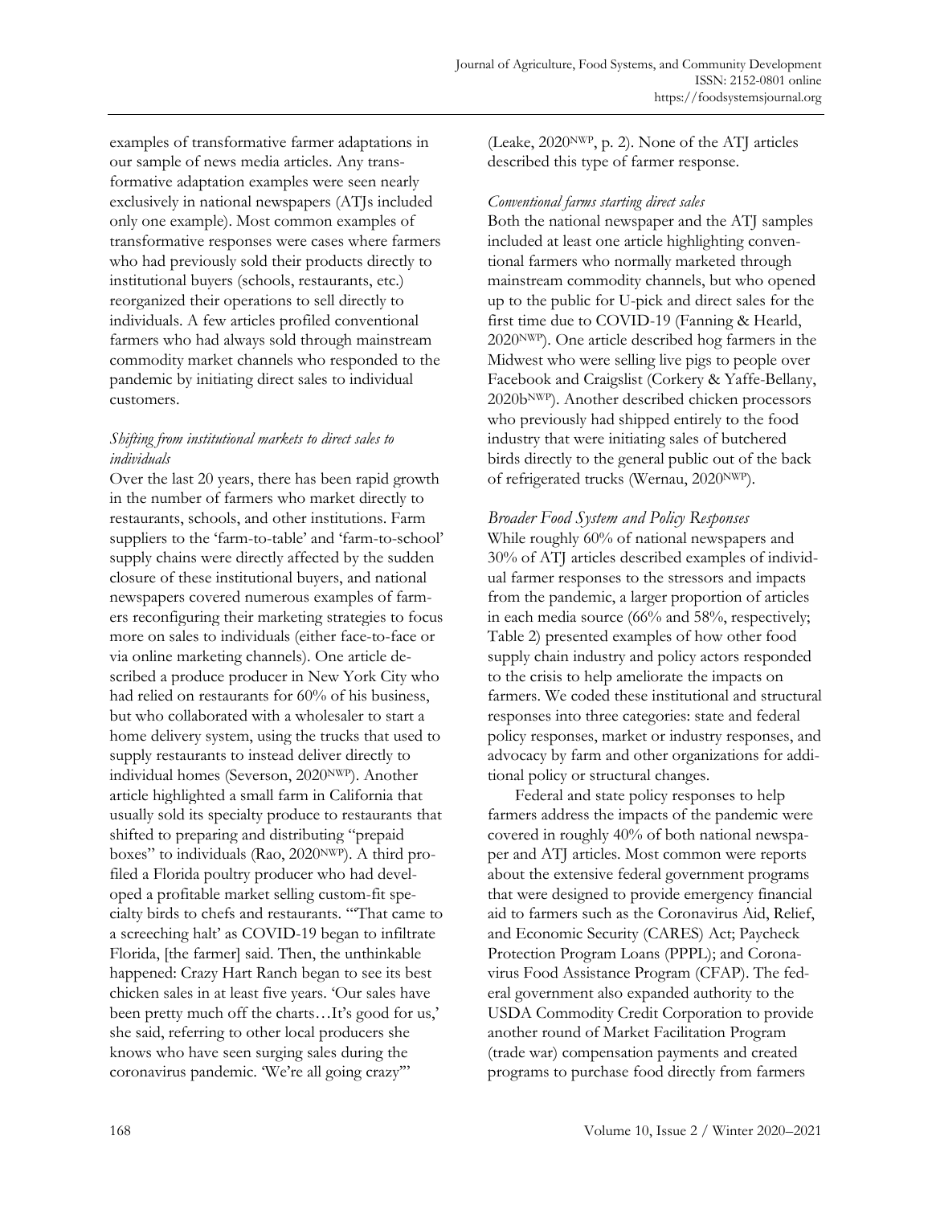examples of transformative farmer adaptations in our sample of news media articles. Any transformative adaptation examples were seen nearly exclusively in national newspapers (ATJs included only one example). Most common examples of transformative responses were cases where farmers who had previously sold their products directly to institutional buyers (schools, restaurants, etc.) reorganized their operations to sell directly to individuals. A few articles profiled conventional farmers who had always sold through mainstream commodity market channels who responded to the pandemic by initiating direct sales to individual customers.

#### *Shifting from institutional markets to direct sales to individuals*

Over the last 20 years, there has been rapid growth in the number of farmers who market directly to restaurants, schools, and other institutions. Farm suppliers to the 'farm-to-table' and 'farm-to-school' supply chains were directly affected by the sudden closure of these institutional buyers, and national newspapers covered numerous examples of farmers reconfiguring their marketing strategies to focus more on sales to individuals (either face-to-face or via online marketing channels). One article described a produce producer in New York City who had relied on restaurants for 60% of his business, but who collaborated with a wholesaler to start a home delivery system, using the trucks that used to supply restaurants to instead deliver directly to individual homes (Severson, 2020[NWP]). Another article highlighted a small farm in California that usually sold its specialty produce to restaurants that shifted to preparing and distributing "prepaid boxes" to individuals (Rao, 2020[NWP]). A third profiled a Florida poultry producer who had developed a profitable market selling custom-fit specialty birds to chefs and restaurants. "'That came to a screeching halt' as COVID-19 began to infiltrate Florida, [the farmer] said. Then, the unthinkable happened: Crazy Hart Ranch began to see its best chicken sales in at least five years. 'Our sales have been pretty much off the charts…It's good for us,' she said, referring to other local producers she knows who have seen surging sales during the coronavirus pandemic. 'We're all going crazy'" (Leake, 2020[NWP], p. 2). None of the ATJ articles described this type of farmer response.

#### *Conventional farms starting direct sales*

Both the national newspaper and the ATJ samples included at least one article highlighting conventional farmers who normally marketed through mainstream commodity channels, but who opened up to the public for U-pick and direct sales for the first time due to COVID-19 (Fanning & Hearld, 2020[NWP]). One article described hog farmers in the Midwest who were selling live pigs to people over Facebook and Craigslist (Corkery & Yaffe-Bellany, 2020b[NWP]). Another described chicken processors who previously had shipped entirely to the food industry that were initiating sales of butchered birds directly to the general public out of the back of refrigerated trucks (Wernau, 2020[NWP]).

### *Broader Food System and Policy Responses*

While roughly 60% of national newspapers and 30% of ATJ articles described examples of individual farmer responses to the stressors and impacts from the pandemic, a larger proportion of articles in each media source (66% and 58%, respectively; Table 2) presented examples of how other food supply chain industry and policy actors responded to the crisis to help ameliorate the impacts on farmers. We coded these institutional and structural responses into three categories: state and federal policy responses, market or industry responses, and advocacy by farm and other organizations for additional policy or structural changes.

Federal and state policy responses to help farmers address the impacts of the pandemic were covered in roughly 40% of both national newspaper and ATJ articles. Most common were reports about the extensive federal government programs that were designed to provide emergency financial aid to farmers such as the Coronavirus Aid, Relief, and Economic Security (CARES) Act; Paycheck Protection Program Loans (PPPL); and Coronavirus Food Assistance Program (CFAP). The federal government also expanded authority to the USDA Commodity Credit Corporation to provide another round of Market Facilitation Program (trade war) compensation payments and created programs to purchase food directly from farmers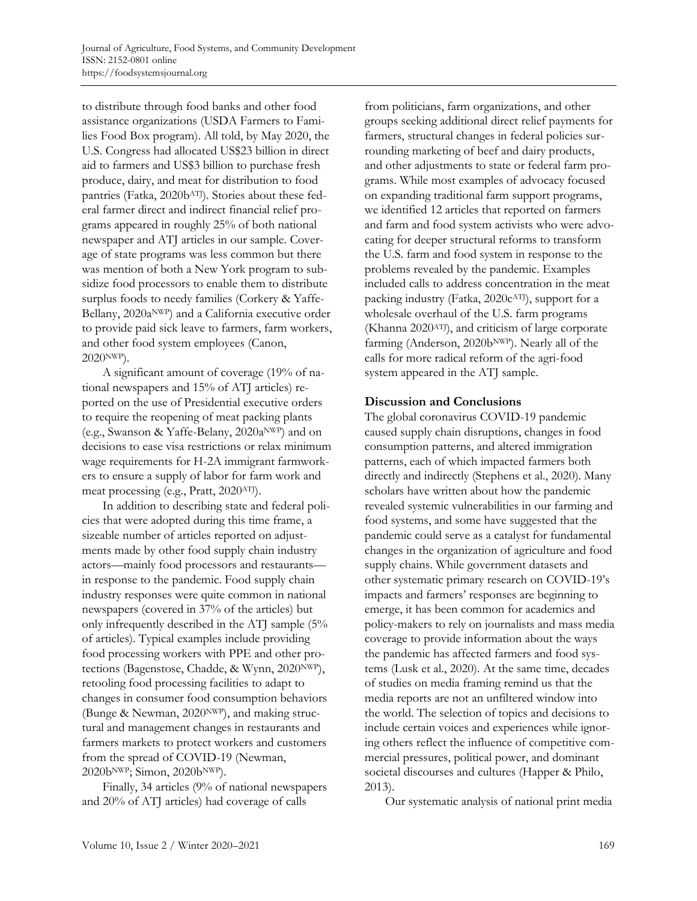to distribute through food banks and other food assistance organizations (USDA Farmers to Families Food Box program). All told, by May 2020, the U.S. Congress had allocated US$23 billion in direct aid to farmers and US$3 billion to purchase fresh produce, dairy, and meat for distribution to food pantries (Fatka, 2020b[ATJ]). Stories about these federal farmer direct and indirect financial relief programs appeared in roughly 25% of both national newspaper and ATJ articles in our sample. Coverage of state programs was less common but there was mention of both a New York program to subsidize food processors to enable them to distribute surplus foods to needy families (Corkery & Yaffe-Bellany, 2020a[NWP]) and a California executive order to provide paid sick leave to farmers, farm workers, and other food system employees (Canon, 2020[NWP]).

A significant amount of coverage (19% of national newspapers and 15% of ATJ articles) reported on the use of Presidential executive orders to require the reopening of meat packing plants (e.g., Swanson & Yaffe-Belany, 2020a[NWP]) and on decisions to ease visa restrictions or relax minimum wage requirements for H-2A immigrant farmworkers to ensure a supply of labor for farm work and meat processing (e.g., Pratt, 2020[ATJ]).

In addition to describing state and federal policies that were adopted during this time frame, a sizeable number of articles reported on adjustments made by other food supply chain industry actors—mainly food processors and restaurants—in response to the pandemic. Food supply chain industry responses were quite common in national newspapers (covered in 37% of the articles) but only infrequently described in the ATJ sample (5% of articles). Typical examples include providing food processing workers with PPE and other protections (Bagenstose, Chadde, & Wynn, 2020[NWP]), retooling food processing facilities to adapt to changes in consumer food consumption behaviors (Bunge & Newman, 2020[NWP]), and making structural and management changes in restaurants and farmers markets to protect workers and customers from the spread of COVID-19 (Newman, 2020b[NWP]; Simon, 2020b[NWP]).

Finally, 34 articles (9% of national newspapers and 20% of ATJ articles) had coverage of calls from politicians, farm organizations, and other groups seeking additional direct relief payments for farmers, structural changes in federal policies surrounding marketing of beef and dairy products, and other adjustments to state or federal farm programs. While most examples of advocacy focused on expanding traditional farm support programs, we identified 12 articles that reported on farmers and farm and food system activists who were advocating for deeper structural reforms to transform the U.S. farm and food system in response to the problems revealed by the pandemic. Examples included calls to address concentration in the meat packing industry (Fatka, 2020c[ATJ]), support for a wholesale overhaul of the U.S. farm programs (Khanna 2020[ATJ]), and criticism of large corporate farming (Anderson, 2020b[NWP]). Nearly all of the calls for more radical reform of the agri-food system appeared in the ATJ sample.

## Discussion and Conclusions

The global coronavirus COVID-19 pandemic caused supply chain disruptions, changes in food consumption patterns, and altered immigration patterns, each of which impacted farmers both directly and indirectly (Stephens et al., 2020). Many scholars have written about how the pandemic revealed systemic vulnerabilities in our farming and food systems, and some have suggested that the pandemic could serve as a catalyst for fundamental changes in the organization of agriculture and food supply chains. While government datasets and other systematic primary research on COVID-19's impacts and farmers' responses are beginning to emerge, it has been common for academics and policy-makers to rely on journalists and mass media coverage to provide information about the ways the pandemic has affected farmers and food systems (Lusk et al., 2020). At the same time, decades of studies on media framing remind us that the media reports are not an unfiltered window into the world. The selection of topics and decisions to include certain voices and experiences while ignoring others reflect the influence of competitive commercial pressures, political power, and dominant societal discourses and cultures (Happer & Philo, 2013).

Our systematic analysis of national print media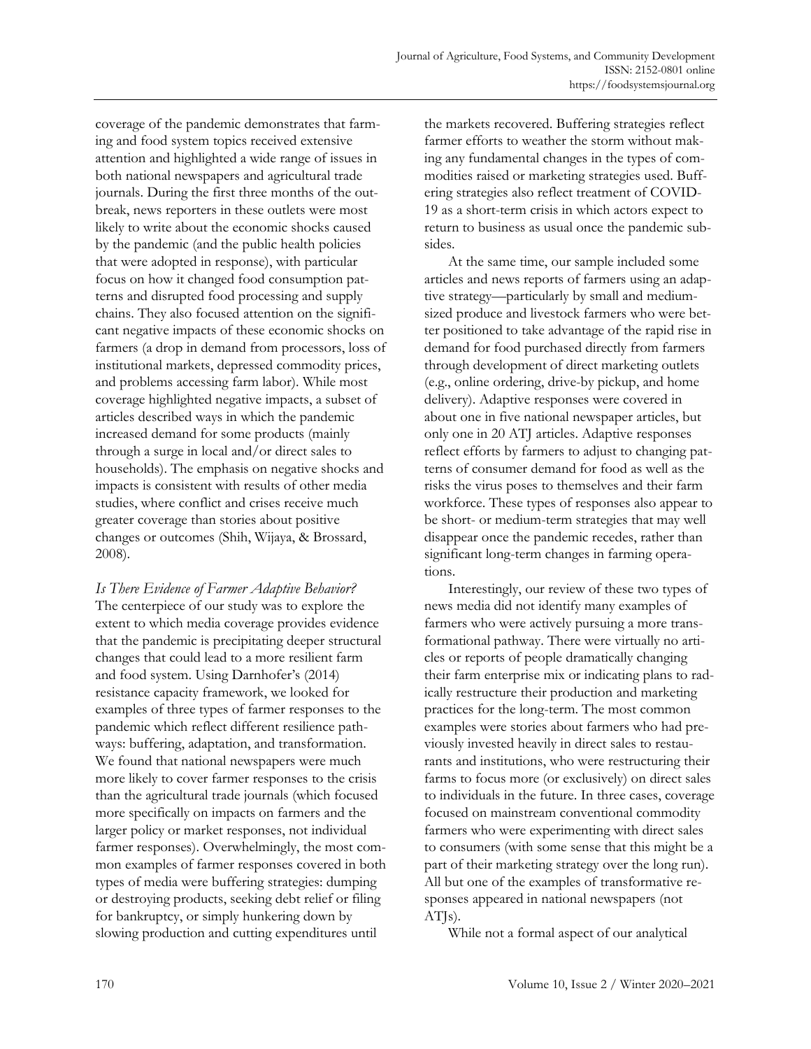coverage of the pandemic demonstrates that farming and food system topics received extensive attention and highlighted a wide range of issues in both national newspapers and agricultural trade journals. During the first three months of the outbreak, news reporters in these outlets were most likely to write about the economic shocks caused by the pandemic (and the public health policies that were adopted in response), with particular focus on how it changed food consumption patterns and disrupted food processing and supply chains. They also focused attention on the significant negative impacts of these economic shocks on farmers (a drop in demand from processors, loss of institutional markets, depressed commodity prices, and problems accessing farm labor). While most coverage highlighted negative impacts, a subset of articles described ways in which the pandemic increased demand for some products (mainly through a surge in local and/or direct sales to households). The emphasis on negative shocks and impacts is consistent with results of other media studies, where conflict and crises receive much greater coverage than stories about positive changes or outcomes (Shih, Wijaya, & Brossard, 2008).

*Is There Evidence of Farmer Adaptive Behavior?*

The centerpiece of our study was to explore the extent to which media coverage provides evidence that the pandemic is precipitating deeper structural changes that could lead to a more resilient farm and food system. Using Darnhofer's (2014) resistance capacity framework, we looked for examples of three types of farmer responses to the pandemic which reflect different resilience pathways: buffering, adaptation, and transformation. We found that national newspapers were much more likely to cover farmer responses to the crisis than the agricultural trade journals (which focused more specifically on impacts on farmers and the larger policy or market responses, not individual farmer responses). Overwhelmingly, the most common examples of farmer responses covered in both types of media were buffering strategies: dumping or destroying products, seeking debt relief or filing for bankruptcy, or simply hunkering down by slowing production and cutting expenditures until the markets recovered. Buffering strategies reflect farmer efforts to weather the storm without making any fundamental changes in the types of commodities raised or marketing strategies used. Buffering strategies also reflect treatment of COVID-19 as a short-term crisis in which actors expect to return to business as usual once the pandemic subsides.

At the same time, our sample included some articles and news reports of farmers using an adaptive strategy—particularly by small and medium-sized produce and livestock farmers who were better positioned to take advantage of the rapid rise in demand for food purchased directly from farmers through development of direct marketing outlets (e.g., online ordering, drive-by pickup, and home delivery). Adaptive responses were covered in about one in five national newspaper articles, but only one in 20 ATJ articles. Adaptive responses reflect efforts by farmers to adjust to changing patterns of consumer demand for food as well as the risks the virus poses to themselves and their farm workforce. These types of responses also appear to be short- or medium-term strategies that may well disappear once the pandemic recedes, rather than significant long-term changes in farming operations.

Interestingly, our review of these two types of news media did not identify many examples of farmers who were actively pursuing a more transformational pathway. There were virtually no articles or reports of people dramatically changing their farm enterprise mix or indicating plans to radically restructure their production and marketing practices for the long-term. The most common examples were stories about farmers who had previously invested heavily in direct sales to restaurants and institutions, who were restructuring their farms to focus more (or exclusively) on direct sales to individuals in the future. In three cases, coverage focused on mainstream conventional commodity farmers who were experimenting with direct sales to consumers (with some sense that this might be a part of their marketing strategy over the long run). All but one of the examples of transformative responses appeared in national newspapers (not ATJs).

While not a formal aspect of our analytical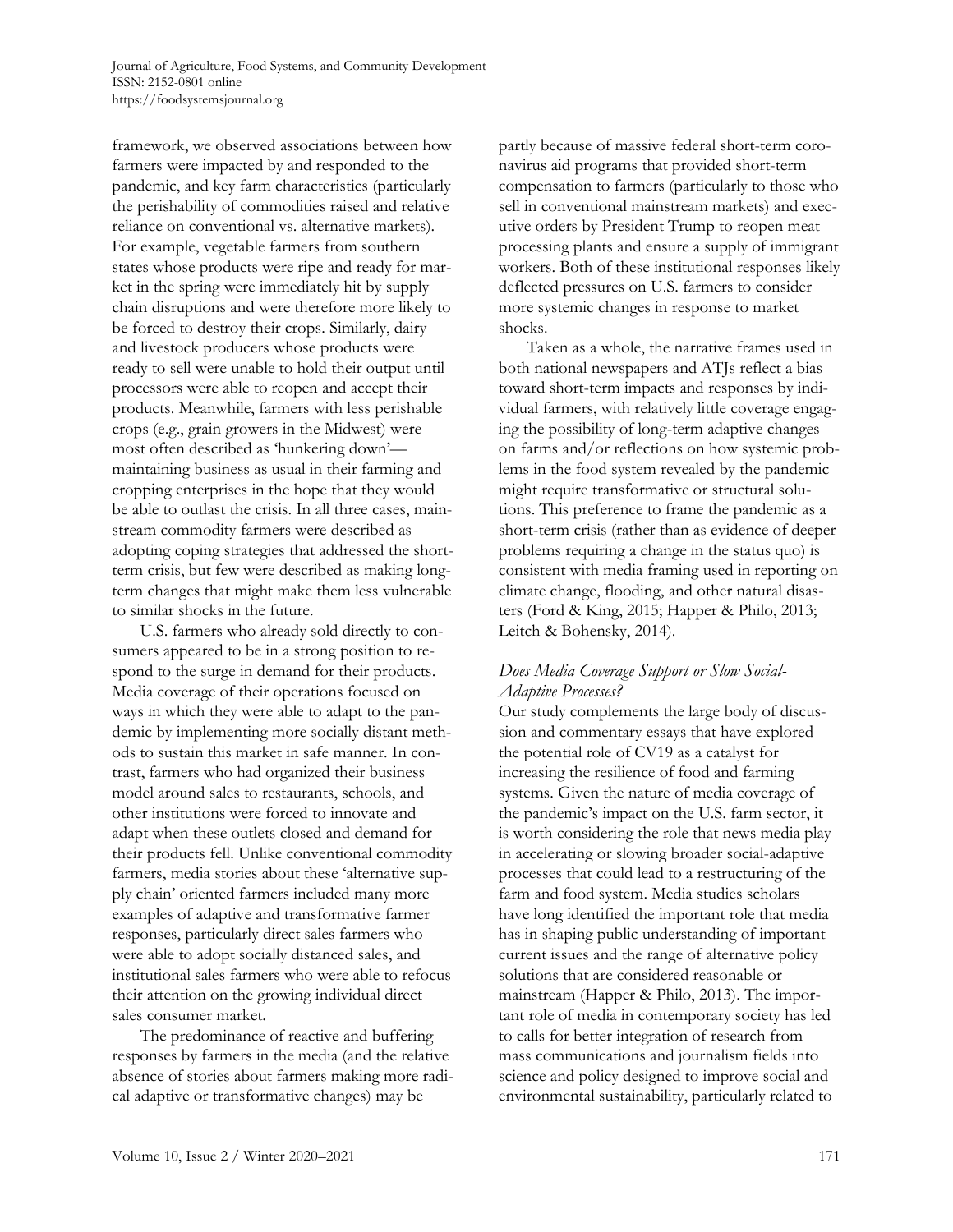framework, we observed associations between how farmers were impacted by and responded to the pandemic, and key farm characteristics (particularly the perishability of commodities raised and relative reliance on conventional vs. alternative markets). For example, vegetable farmers from southern states whose products were ripe and ready for market in the spring were immediately hit by supply chain disruptions and were therefore more likely to be forced to destroy their crops. Similarly, dairy and livestock producers whose products were ready to sell were unable to hold their output until processors were able to reopen and accept their products. Meanwhile, farmers with less perishable crops (e.g., grain growers in the Midwest) were most often described as 'hunkering down'—maintaining business as usual in their farming and cropping enterprises in the hope that they would be able to outlast the crisis. In all three cases, mainstream commodity farmers were described as adopting coping strategies that addressed the short-term crisis, but few were described as making long-term changes that might make them less vulnerable to similar shocks in the future.

U.S. farmers who already sold directly to consumers appeared to be in a strong position to respond to the surge in demand for their products. Media coverage of their operations focused on ways in which they were able to adapt to the pandemic by implementing more socially distant methods to sustain this market in safe manner. In contrast, farmers who had organized their business model around sales to restaurants, schools, and other institutions were forced to innovate and adapt when these outlets closed and demand for their products fell. Unlike conventional commodity farmers, media stories about these 'alternative supply chain' oriented farmers included many more examples of adaptive and transformative farmer responses, particularly direct sales farmers who were able to adopt socially distanced sales, and institutional sales farmers who were able to refocus their attention on the growing individual direct sales consumer market.

The predominance of reactive and buffering responses by farmers in the media (and the relative absence of stories about farmers making more radical adaptive or transformative changes) may be partly because of massive federal short-term coronavirus aid programs that provided short-term compensation to farmers (particularly to those who sell in conventional mainstream markets) and executive orders by President Trump to reopen meat processing plants and ensure a supply of immigrant workers. Both of these institutional responses likely deflected pressures on U.S. farmers to consider more systemic changes in response to market shocks.

Taken as a whole, the narrative frames used in both national newspapers and ATJs reflect a bias toward short-term impacts and responses by individual farmers, with relatively little coverage engaging the possibility of long-term adaptive changes on farms and/or reflections on how systemic problems in the food system revealed by the pandemic might require transformative or structural solutions. This preference to frame the pandemic as a short-term crisis (rather than as evidence of deeper problems requiring a change in the status quo) is consistent with media framing used in reporting on climate change, flooding, and other natural disasters (Ford & King, 2015; Happer & Philo, 2013; Leitch & Bohensky, 2014).

### *Does Media Coverage Support or Slow Social-Adaptive Processes?*

Our study complements the large body of discussion and commentary essays that have explored the potential role of CV19 as a catalyst for increasing the resilience of food and farming systems. Given the nature of media coverage of the pandemic's impact on the U.S. farm sector, it is worth considering the role that news media play in accelerating or slowing broader social-adaptive processes that could lead to a restructuring of the farm and food system. Media studies scholars have long identified the important role that media has in shaping public understanding of important current issues and the range of alternative policy solutions that are considered reasonable or mainstream (Happer & Philo, 2013). The important role of media in contemporary society has led to calls for better integration of research from mass communications and journalism fields into science and policy designed to improve social and environmental sustainability, particularly related to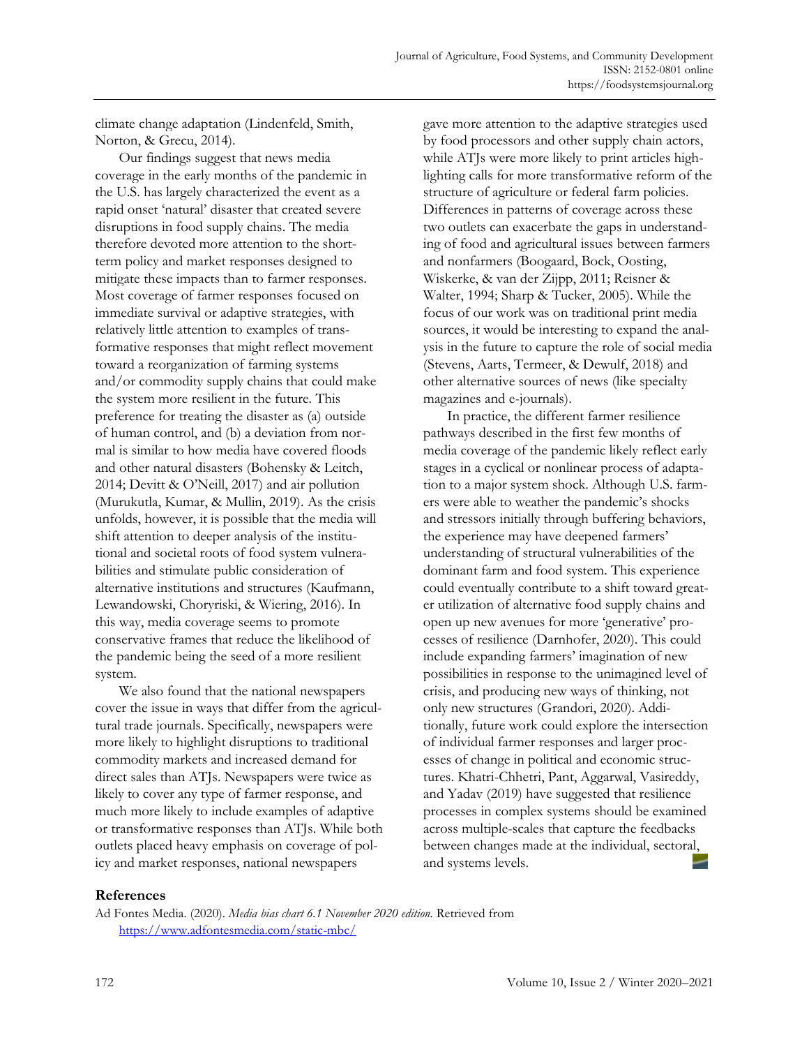climate change adaptation (Lindenfeld, Smith, Norton, & Grecu, 2014).

Our findings suggest that news media coverage in the early months of the pandemic in the U.S. has largely characterized the event as a rapid onset 'natural' disaster that created severe disruptions in food supply chains. The media therefore devoted more attention to the short-term policy and market responses designed to mitigate these impacts than to farmer responses. Most coverage of farmer responses focused on immediate survival or adaptive strategies, with relatively little attention to examples of transformative responses that might reflect movement toward a reorganization of farming systems and/or commodity supply chains that could make the system more resilient in the future. This preference for treating the disaster as (a) outside of human control, and (b) a deviation from normal is similar to how media have covered floods and other natural disasters (Bohensky & Leitch, 2014; Devitt & O'Neill, 2017) and air pollution (Murukutla, Kumar, & Mullin, 2019). As the crisis unfolds, however, it is possible that the media will shift attention to deeper analysis of the institutional and societal roots of food system vulnerabilities and stimulate public consideration of alternative institutions and structures (Kaufmann, Lewandowski, Choryriski, & Wiering, 2016). In this way, media coverage seems to promote conservative frames that reduce the likelihood of the pandemic being the seed of a more resilient system.

We also found that the national newspapers cover the issue in ways that differ from the agricultural trade journals. Specifically, newspapers were more likely to highlight disruptions to traditional commodity markets and increased demand for direct sales than ATJs. Newspapers were twice as likely to cover any type of farmer response, and much more likely to include examples of adaptive or transformative responses than ATJs. While both outlets placed heavy emphasis on coverage of policy and market responses, national newspapers gave more attention to the adaptive strategies used by food processors and other supply chain actors, while ATJs were more likely to print articles highlighting calls for more transformative reform of the structure of agriculture or federal farm policies. Differences in patterns of coverage across these two outlets can exacerbate the gaps in understanding of food and agricultural issues between farmers and nonfarmers (Boogaard, Bock, Oosting, Wiskerke, & van der Zijpp, 2011; Reisner & Walter, 1994; Sharp & Tucker, 2005). While the focus of our work was on traditional print media sources, it would be interesting to expand the analysis in the future to capture the role of social media (Stevens, Aarts, Termeer, & Dewulf, 2018) and other alternative sources of news (like specialty magazines and e-journals).

In practice, the different farmer resilience pathways described in the first few months of media coverage of the pandemic likely reflect early stages in a cyclical or nonlinear process of adaptation to a major system shock. Although U.S. farmers were able to weather the pandemic's shocks and stressors initially through buffering behaviors, the experience may have deepened farmers' understanding of structural vulnerabilities of the dominant farm and food system. This experience could eventually contribute to a shift toward greater utilization of alternative food supply chains and open up new avenues for more 'generative' processes of resilience (Darnhofer, 2020). This could include expanding farmers' imagination of new possibilities in response to the unimagined level of crisis, and producing new ways of thinking, not only new structures (Grandori, 2020). Additionally, future work could explore the intersection of individual farmer responses and larger processes of change in political and economic structures. Khatri-Chhetri, Pant, Aggarwal, Vasireddy, and Yadav (2019) have suggested that resilience processes in complex systems should be examined across multiple-scales that capture the feedbacks between changes made at the individual, sectoral, and systems levels.

## References

Ad Fontes Media. (2020). *Media bias chart 6.1 November 2020 edition.* Retrieved from https://www.adfontesmedia.com/static-mbc/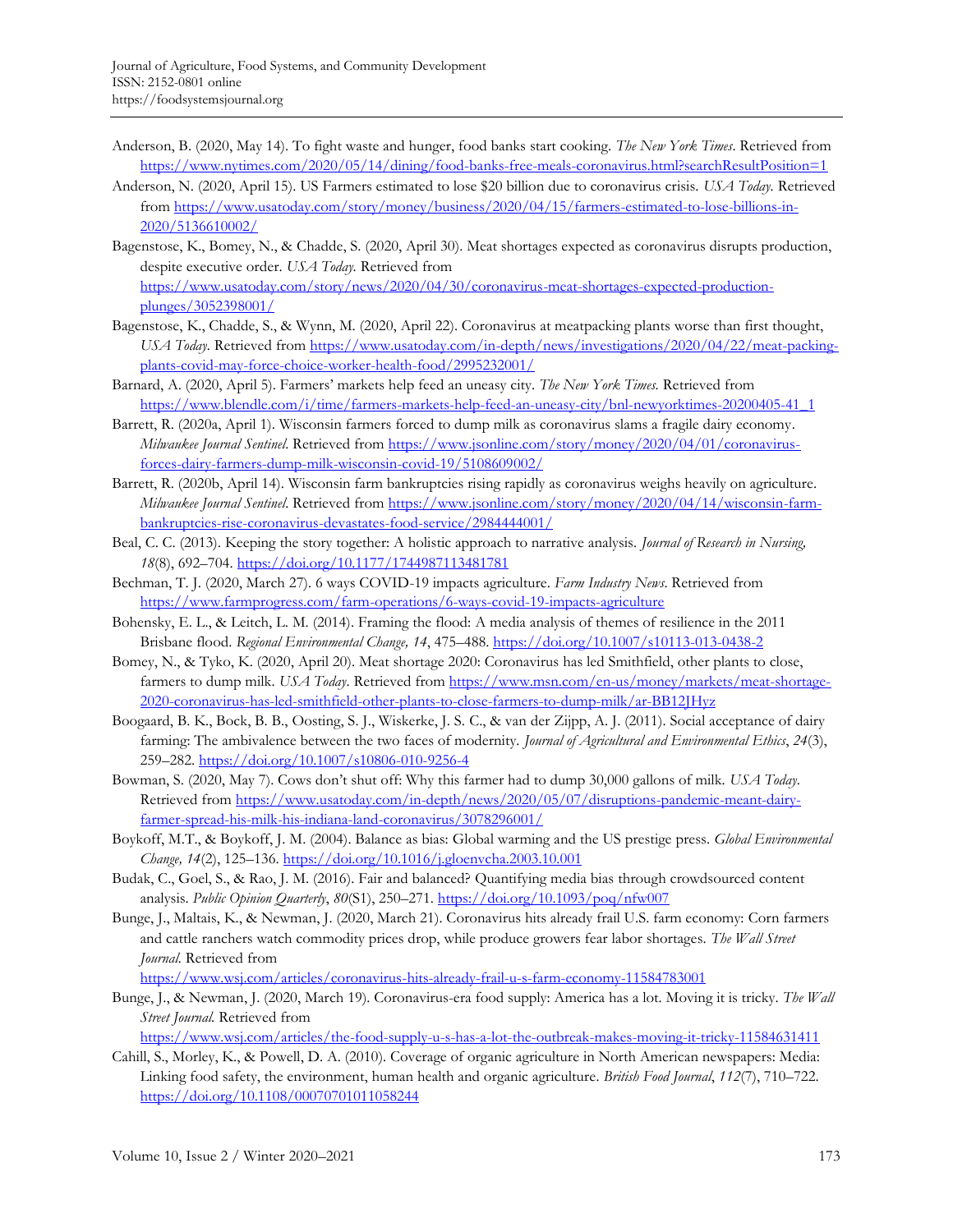Anderson, B. (2020, May 14). To fight waste and hunger, food banks start cooking. *The New York Times*. Retrieved from https://www.nytimes.com/2020/05/14/dining/food-banks-free-meals-coronavirus.html?searchResultPosition=1

Anderson, N. (2020, April 15). US Farmers estimated to lose $20 billion due to coronavirus crisis. *USA Today*. Retrieved from https://www.usatoday.com/story/money/business/2020/04/15/farmers-estimated-to-lose-billions-in-2020/5136610002/

Bagenstose, K., Bomey, N., & Chadde, S. (2020, April 30). Meat shortages expected as coronavirus disrupts production, despite executive order. *USA Today*. Retrieved from https://www.usatoday.com/story/news/2020/04/30/coronavirus-meat-shortages-expected-production-plunges/3052398001/

Bagenstose, K., Chadde, S., & Wynn, M. (2020, April 22). Coronavirus at meatpacking plants worse than first thought, *USA Today*. Retrieved from https://www.usatoday.com/in-depth/news/investigations/2020/04/22/meat-packing-plants-covid-may-force-choice-worker-health-food/2995232001/

Barnard, A. (2020, April 5). Farmers' markets help feed an uneasy city. *The New York Times*. Retrieved from https://www.blendle.com/i/time/farmers-markets-help-feed-an-uneasy-city/bnl-newyorktimes-20200405-41_1

Barrett, R. (2020a, April 1). Wisconsin farmers forced to dump milk as coronavirus slams a fragile dairy economy. *Milwaukee Journal Sentinel*. Retrieved from https://www.jsonline.com/story/money/2020/04/01/coronavirus-forces-dairy-farmers-dump-milk-wisconsin-covid-19/5108609002/

Barrett, R. (2020b, April 14). Wisconsin farm bankruptcies rising rapidly as coronavirus weighs heavily on agriculture. *Milwaukee Journal Sentinel*. Retrieved from https://www.jsonline.com/story/money/2020/04/14/wisconsin-farm-bankruptcies-rise-coronavirus-devastates-food-service/2984444001/

Beal, C. C. (2013). Keeping the story together: A holistic approach to narrative analysis. *Journal of Research in Nursing, 18*(8), 692–704. https://doi.org/10.1177/1744987113481781

Bechman, T. J. (2020, March 27). 6 ways COVID-19 impacts agriculture. *Farm Industry News*. Retrieved from https://www.farmprogress.com/farm-operations/6-ways-covid-19-impacts-agriculture

Bohensky, E. L., & Leitch, L. M. (2014). Framing the flood: A media analysis of themes of resilience in the 2011 Brisbane flood. *Regional Environmental Change, 14*, 475–488. https://doi.org/10.1007/s10113-013-0438-2

Bomey, N., & Tyko, K. (2020, April 20). Meat shortage 2020: Coronavirus has led Smithfield, other plants to close, farmers to dump milk. *USA Today*. Retrieved from https://www.msn.com/en-us/money/markets/meat-shortage-2020-coronavirus-has-led-smithfield-other-plants-to-close-farmers-to-dump-milk/ar-BB12JHyz

Boogaard, B. K., Bock, B. B., Oosting, S. J., Wiskerke, J. S. C., & van der Zijpp, A. J. (2011). Social acceptance of dairy farming: The ambivalence between the two faces of modernity. *Journal of Agricultural and Environmental Ethics*, *24*(3), 259–282. https://doi.org/10.1007/s10806-010-9256-4

Bowman, S. (2020, May 7). Cows don't shut off: Why this farmer had to dump 30,000 gallons of milk. *USA Today*. Retrieved from https://www.usatoday.com/in-depth/news/2020/05/07/disruptions-pandemic-meant-dairy-farmer-spread-his-milk-his-indiana-land-coronavirus/3078296001/

Boykoff, M.T., & Boykoff, J. M. (2004). Balance as bias: Global warming and the US prestige press. *Global Environmental Change, 14*(2), 125–136. https://doi.org/10.1016/j.gloenvcha.2003.10.001

Budak, C., Goel, S., & Rao, J. M. (2016). Fair and balanced? Quantifying media bias through crowdsourced content analysis. *Public Opinion Quarterly*, *80*(S1), 250–271. https://doi.org/10.1093/poq/nfw007

Bunge, J., Maltais, K., & Newman, J. (2020, March 21). Coronavirus hits already frail U.S. farm economy: Corn farmers and cattle ranchers watch commodity prices drop, while produce growers fear labor shortages. *The Wall Street Journal*. Retrieved from https://www.wsj.com/articles/coronavirus-hits-already-frail-u-s-farm-economy-11584783001

Bunge, J., & Newman, J. (2020, March 19). Coronavirus-era food supply: America has a lot. Moving it is tricky. *The Wall Street Journal*. Retrieved from https://www.wsj.com/articles/the-food-supply-u-s-has-a-lot-the-outbreak-makes-moving-it-tricky-11584631411

Cahill, S., Morley, K., & Powell, D. A. (2010). Coverage of organic agriculture in North American newspapers: Media: Linking food safety, the environment, human health and organic agriculture. *British Food Journal*, *112*(7), 710–722. https://doi.org/10.1108/00070701011058244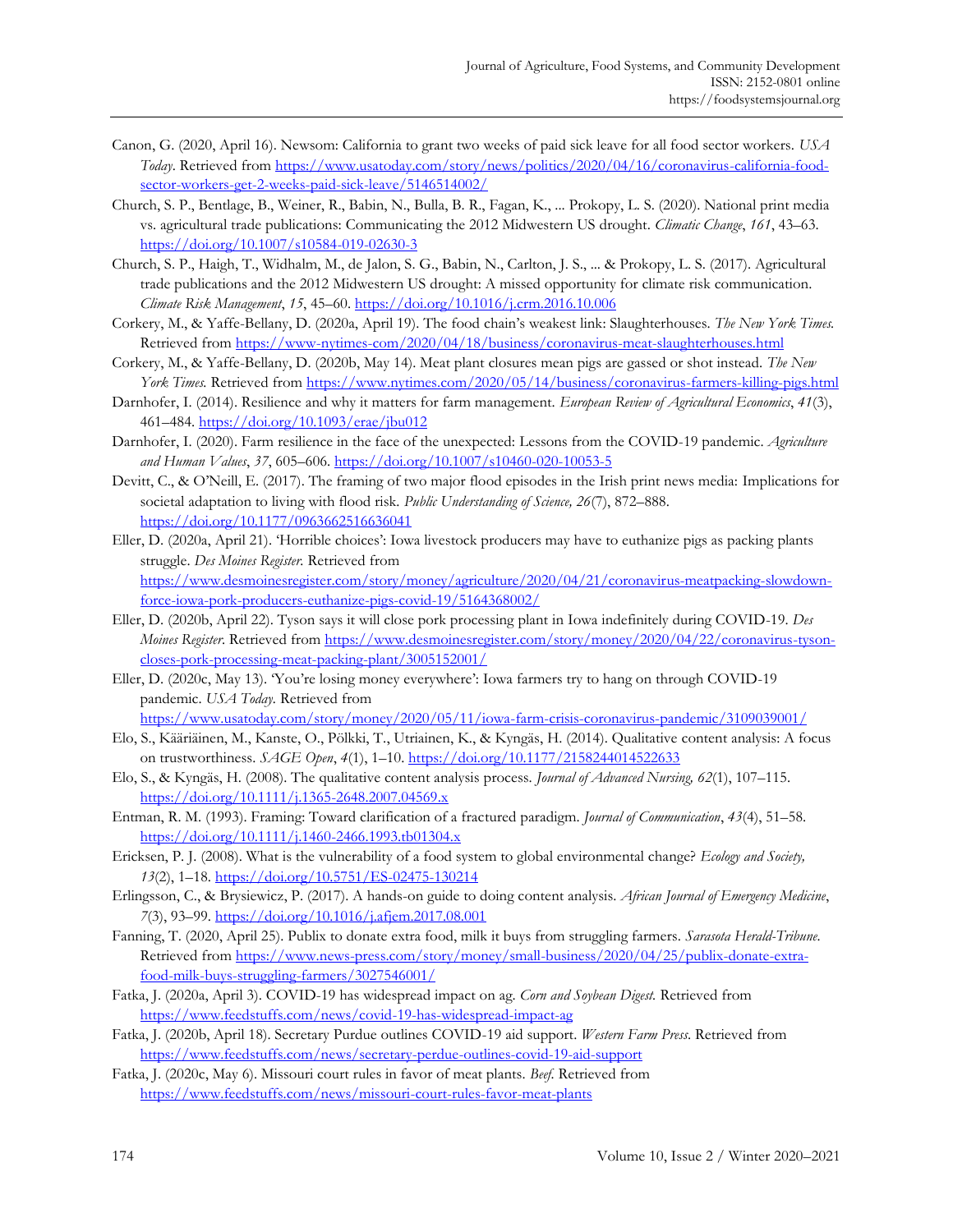Canon, G. (2020, April 16). Newsom: California to grant two weeks of paid sick leave for all food sector workers. *USA Today*. Retrieved from https://www.usatoday.com/story/news/politics/2020/04/16/coronavirus-california-food-sector-workers-get-2-weeks-paid-sick-leave/5146514002/

Church, S. P., Bentlage, B., Weiner, R., Babin, N., Bulla, B. R., Fagan, K., ... Prokopy, L. S. (2020). National print media vs. agricultural trade publications: Communicating the 2012 Midwestern US drought. *Climatic Change*, *161*, 43–63. https://doi.org/10.1007/s10584-019-02630-3

Church, S. P., Haigh, T., Widhalm, M., de Jalon, S. G., Babin, N., Carlton, J. S., ... & Prokopy, L. S. (2017). Agricultural trade publications and the 2012 Midwestern US drought: A missed opportunity for climate risk communication. *Climate Risk Management*, *15*, 45–60. https://doi.org/10.1016/j.crm.2016.10.006

Corkery, M., & Yaffe-Bellany, D. (2020a, April 19). The food chain's weakest link: Slaughterhouses. *The New York Times.* Retrieved from https://www-nytimes-com/2020/04/18/business/coronavirus-meat-slaughterhouses.html

Corkery, M., & Yaffe-Bellany, D. (2020b, May 14). Meat plant closures mean pigs are gassed or shot instead. *The New York Times.* Retrieved from https://www.nytimes.com/2020/05/14/business/coronavirus-farmers-killing-pigs.html

Darnhofer, I. (2014). Resilience and why it matters for farm management. *European Review of Agricultural Economics*, *41*(3), 461–484. https://doi.org/10.1093/erae/jbu012

Darnhofer, I. (2020). Farm resilience in the face of the unexpected: Lessons from the COVID-19 pandemic. *Agriculture and Human Values*, *37*, 605–606. https://doi.org/10.1007/s10460-020-10053-5

Devitt, C., & O'Neill, E. (2017). The framing of two major flood episodes in the Irish print news media: Implications for societal adaptation to living with flood risk. *Public Understanding of Science, 26*(7), 872–888. https://doi.org/10.1177/0963662516636041

Eller, D. (2020a, April 21). 'Horrible choices': Iowa livestock producers may have to euthanize pigs as packing plants struggle. *Des Moines Register.* Retrieved from https://www.desmoinesregister.com/story/money/agriculture/2020/04/21/coronavirus-meatpacking-slowdown-force-iowa-pork-producers-euthanize-pigs-covid-19/5164368002/

Eller, D. (2020b, April 22). Tyson says it will close pork processing plant in Iowa indefinitely during COVID-19. *Des Moines Register*. Retrieved from https://www.desmoinesregister.com/story/money/2020/04/22/coronavirus-tyson-closes-pork-processing-meat-packing-plant/3005152001/

Eller, D. (2020c, May 13). 'You're losing money everywhere': Iowa farmers try to hang on through COVID-19 pandemic. *USA Today.* Retrieved from https://www.usatoday.com/story/money/2020/05/11/iowa-farm-crisis-coronavirus-pandemic/3109039001/

Elo, S., Kääriäinen, M., Kanste, O., Pölkki, T., Utriainen, K., & Kyngäs, H. (2014). Qualitative content analysis: A focus on trustworthiness. *SAGE Open*, *4*(1), 1–10. https://doi.org/10.1177/2158244014522633

Elo, S., & Kyngäs, H. (2008). The qualitative content analysis process. *Journal of Advanced Nursing, 62*(1), 107–115. https://doi.org/10.1111/j.1365-2648.2007.04569.x

Entman, R. M. (1993). Framing: Toward clarification of a fractured paradigm. *Journal of Communication*, *43*(4), 51–58. https://doi.org/10.1111/j.1460-2466.1993.tb01304.x

Ericksen, P. J. (2008). What is the vulnerability of a food system to global environmental change? *Ecology and Society, 13*(2), 1–18. https://doi.org/10.5751/ES-02475-130214

Erlingsson, C., & Brysiewicz, P. (2017). A hands-on guide to doing content analysis. *African Journal of Emergency Medicine*, *7*(3), 93–99. https://doi.org/10.1016/j.afjem.2017.08.001

Fanning, T. (2020, April 25). Publix to donate extra food, milk it buys from struggling farmers. *Sarasota Herald-Tribune*. Retrieved from https://www.news-press.com/story/money/small-business/2020/04/25/publix-donate-extra-food-milk-buys-struggling-farmers/3027546001/

Fatka, J. (2020a, April 3). COVID-19 has widespread impact on ag. *Corn and Soybean Digest.* Retrieved from https://www.feedstuffs.com/news/covid-19-has-widespread-impact-ag

Fatka, J. (2020b, April 18). Secretary Purdue outlines COVID-19 aid support. *Western Farm Press*. Retrieved from https://www.feedstuffs.com/news/secretary-perdue-outlines-covid-19-aid-support

Fatka, J. (2020c, May 6). Missouri court rules in favor of meat plants. *Beef.* Retrieved from https://www.feedstuffs.com/news/missouri-court-rules-favor-meat-plants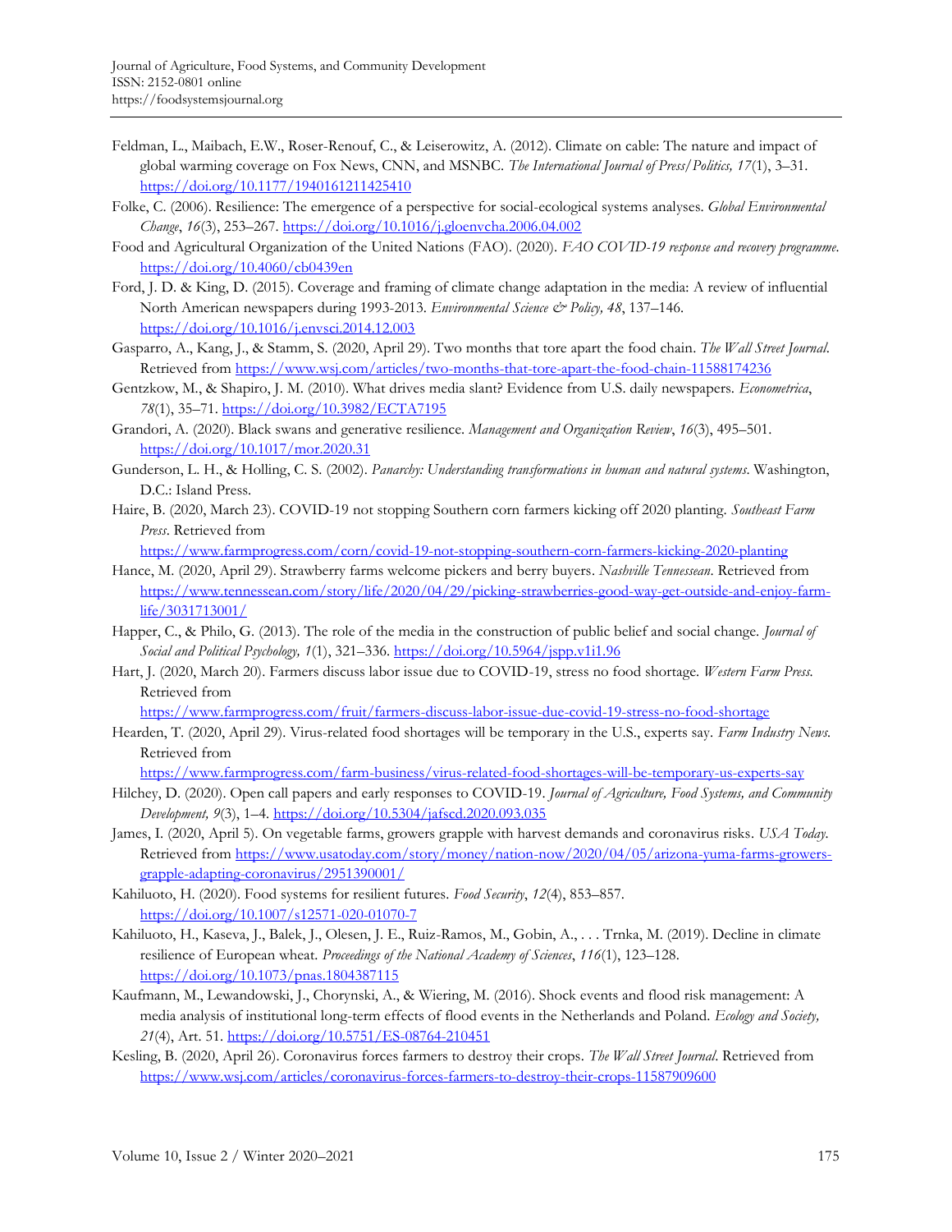Feldman, L., Maibach, E.W., Roser-Renouf, C., & Leiserowitz, A. (2012). Climate on cable: The nature and impact of global warming coverage on Fox News, CNN, and MSNBC. *The International Journal of Press/Politics, 17*(1), 3–31. https://doi.org/10.1177/1940161211425410

Folke, C. (2006). Resilience: The emergence of a perspective for social-ecological systems analyses. *Global Environmental Change*, *16*(3), 253–267. https://doi.org/10.1016/j.gloenvcha.2006.04.002

Food and Agricultural Organization of the United Nations (FAO). (2020). *FAO COVID-19 response and recovery programme.* https://doi.org/10.4060/cb0439en

Ford, J. D. & King, D. (2015). Coverage and framing of climate change adaptation in the media: A review of influential North American newspapers during 1993-2013. *Environmental Science & Policy, 48*, 137–146. https://doi.org/10.1016/j.envsci.2014.12.003

Gasparro, A., Kang, J., & Stamm, S. (2020, April 29). Two months that tore apart the food chain. *The Wall Street Journal*. Retrieved from https://www.wsj.com/articles/two-months-that-tore-apart-the-food-chain-11588174236

Gentzkow, M., & Shapiro, J. M. (2010). What drives media slant? Evidence from U.S. daily newspapers. *Econometrica*, *78*(1), 35–71. https://doi.org/10.3982/ECTA7195

Grandori, A. (2020). Black swans and generative resilience. *Management and Organization Review*, *16*(3), 495–501. https://doi.org/10.1017/mor.2020.31

Gunderson, L. H., & Holling, C. S. (2002). *Panarchy: Understanding transformations in human and natural systems*. Washington, D.C.: Island Press.

Haire, B. (2020, March 23). COVID-19 not stopping Southern corn farmers kicking off 2020 planting. *Southeast Farm Press*. Retrieved from https://www.farmprogress.com/corn/covid-19-not-stopping-southern-corn-farmers-kicking-2020-planting

Hance, M. (2020, April 29). Strawberry farms welcome pickers and berry buyers. *Nashville Tennessean*. Retrieved from https://www.tennessean.com/story/life/2020/04/29/picking-strawberries-good-way-get-outside-and-enjoy-farm-life/3031713001/

Happer, C., & Philo, G. (2013). The role of the media in the construction of public belief and social change. *Journal of Social and Political Psychology, 1*(1), 321–336. https://doi.org/10.5964/jspp.v1i1.96

Hart, J. (2020, March 20). Farmers discuss labor issue due to COVID-19, stress no food shortage. *Western Farm Press*. Retrieved from https://www.farmprogress.com/fruit/farmers-discuss-labor-issue-due-covid-19-stress-no-food-shortage

Hearden, T. (2020, April 29). Virus-related food shortages will be temporary in the U.S., experts say. *Farm Industry News*. Retrieved from https://www.farmprogress.com/farm-business/virus-related-food-shortages-will-be-temporary-us-experts-say

Hilchey, D. (2020). Open call papers and early responses to COVID-19. *Journal of Agriculture, Food Systems, and Community Development, 9*(3), 1–4. https://doi.org/10.5304/jafscd.2020.093.035

James, I. (2020, April 5). On vegetable farms, growers grapple with harvest demands and coronavirus risks. *USA Today*. Retrieved from https://www.usatoday.com/story/money/nation-now/2020/04/05/arizona-yuma-farms-growers-grapple-adapting-coronavirus/2951390001/

Kahiluoto, H. (2020). Food systems for resilient futures. *Food Security*, *12*(4), 853–857. https://doi.org/10.1007/s12571-020-01070-7

Kahiluoto, H., Kaseva, J., Balek, J., Olesen, J. E., Ruiz-Ramos, M., Gobin, A., . . . Trnka, M. (2019). Decline in climate resilience of European wheat. *Proceedings of the National Academy of Sciences*, *116*(1), 123–128. https://doi.org/10.1073/pnas.1804387115

Kaufmann, M., Lewandowski, J., Chorynski, A., & Wiering, M. (2016). Shock events and flood risk management: A media analysis of institutional long-term effects of flood events in the Netherlands and Poland. *Ecology and Society, 21*(4), Art. 51. https://doi.org/10.5751/ES-08764-210451

Kesling, B. (2020, April 26). Coronavirus forces farmers to destroy their crops. *The Wall Street Journal*. Retrieved from https://www.wsj.com/articles/coronavirus-forces-farmers-to-destroy-their-crops-11587909600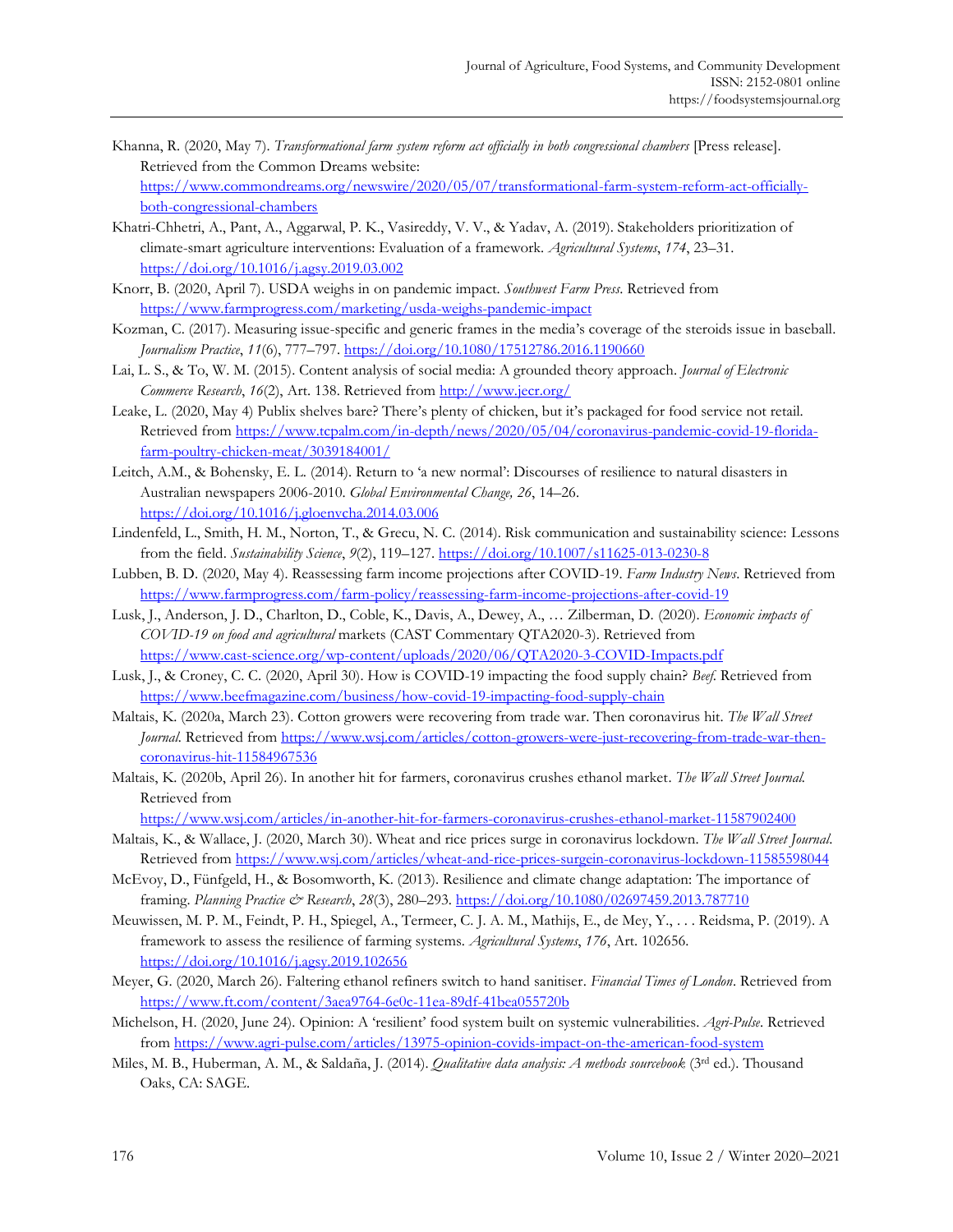Khanna, R. (2020, May 7). *Transformational farm system reform act officially in both congressional chambers* [Press release]. Retrieved from the Common Dreams website: https://www.commondreams.org/newswire/2020/05/07/transformational-farm-system-reform-act-officially-both-congressional-chambers

Khatri-Chhetri, A., Pant, A., Aggarwal, P. K., Vasireddy, V. V., & Yadav, A. (2019). Stakeholders prioritization of climate-smart agriculture interventions: Evaluation of a framework. *Agricultural Systems*, *174*, 23–31. https://doi.org/10.1016/j.agsy.2019.03.002

Knorr, B. (2020, April 7). USDA weighs in on pandemic impact. *Southwest Farm Press*. Retrieved from https://www.farmprogress.com/marketing/usda-weighs-pandemic-impact

Kozman, C. (2017). Measuring issue-specific and generic frames in the media's coverage of the steroids issue in baseball. *Journalism Practice*, *11*(6), 777–797. https://doi.org/10.1080/17512786.2016.1190660

Lai, L. S., & To, W. M. (2015). Content analysis of social media: A grounded theory approach. *Journal of Electronic Commerce Research*, *16*(2), Art. 138. Retrieved from http://www.jecr.org/

Leake, L. (2020, May 4) Publix shelves bare? There's plenty of chicken, but it's packaged for food service not retail. Retrieved from https://www.tcpalm.com/in-depth/news/2020/05/04/coronavirus-pandemic-covid-19-florida-farm-poultry-chicken-meat/3039184001/

Leitch, A.M., & Bohensky, E. L. (2014). Return to 'a new normal': Discourses of resilience to natural disasters in Australian newspapers 2006-2010. *Global Environmental Change, 26*, 14–26. https://doi.org/10.1016/j.gloenvcha.2014.03.006

Lindenfeld, L., Smith, H. M., Norton, T., & Grecu, N. C. (2014). Risk communication and sustainability science: Lessons from the field. *Sustainability Science*, *9*(2), 119–127. https://doi.org/10.1007/s11625-013-0230-8

Lubben, B. D. (2020, May 4). Reassessing farm income projections after COVID-19. *Farm Industry News*. Retrieved from https://www.farmprogress.com/farm-policy/reassessing-farm-income-projections-after-covid-19

Lusk, J., Anderson, J. D., Charlton, D., Coble, K., Davis, A., Dewey, A., … Zilberman, D. (2020). *Economic impacts of COVID-19 on food and agricultural* markets (CAST Commentary QTA2020-3). Retrieved from https://www.cast-science.org/wp-content/uploads/2020/06/QTA2020-3-COVID-Impacts.pdf

Lusk, J., & Croney, C. C. (2020, April 30). How is COVID-19 impacting the food supply chain? *Beef*. Retrieved from https://www.beefmagazine.com/business/how-covid-19-impacting-food-supply-chain

Maltais, K. (2020a, March 23). Cotton growers were recovering from trade war. Then coronavirus hit. *The Wall Street Journal*. Retrieved from https://www.wsj.com/articles/cotton-growers-were-just-recovering-from-trade-war-then-coronavirus-hit-11584967536

Maltais, K. (2020b, April 26). In another hit for farmers, coronavirus crushes ethanol market. *The Wall Street Journal*. Retrieved from https://www.wsj.com/articles/in-another-hit-for-farmers-coronavirus-crushes-ethanol-market-11587902400

Maltais, K., & Wallace, J. (2020, March 30). Wheat and rice prices surge in coronavirus lockdown. *The Wall Street Journal*. Retrieved from https://www.wsj.com/articles/wheat-and-rice-prices-surgein-coronavirus-lockdown-11585598044

McEvoy, D., Fünfgeld, H., & Bosomworth, K. (2013). Resilience and climate change adaptation: The importance of framing. *Planning Practice & Research*, *28*(3), 280–293. https://doi.org/10.1080/02697459.2013.787710

Meuwissen, M. P. M., Feindt, P. H., Spiegel, A., Termeer, C. J. A. M., Mathijs, E., de Mey, Y., . . . Reidsma, P. (2019). A framework to assess the resilience of farming systems. *Agricultural Systems*, *176*, Art. 102656. https://doi.org/10.1016/j.agsy.2019.102656

Meyer, G. (2020, March 26). Faltering ethanol refiners switch to hand sanitiser. *Financial Times of London*. Retrieved from https://www.ft.com/content/3aea9764-6e0c-11ea-89df-41bea055720b

Michelson, H. (2020, June 24). Opinion: A 'resilient' food system built on systemic vulnerabilities. *Agri-Pulse*. Retrieved from https://www.agri-pulse.com/articles/13975-opinion-covids-impact-on-the-american-food-system

Miles, M. B., Huberman, A. M., & Saldaña, J. (2014). *Qualitative data analysis: A methods sourcebook* (3rd ed.). Thousand Oaks, CA: SAGE.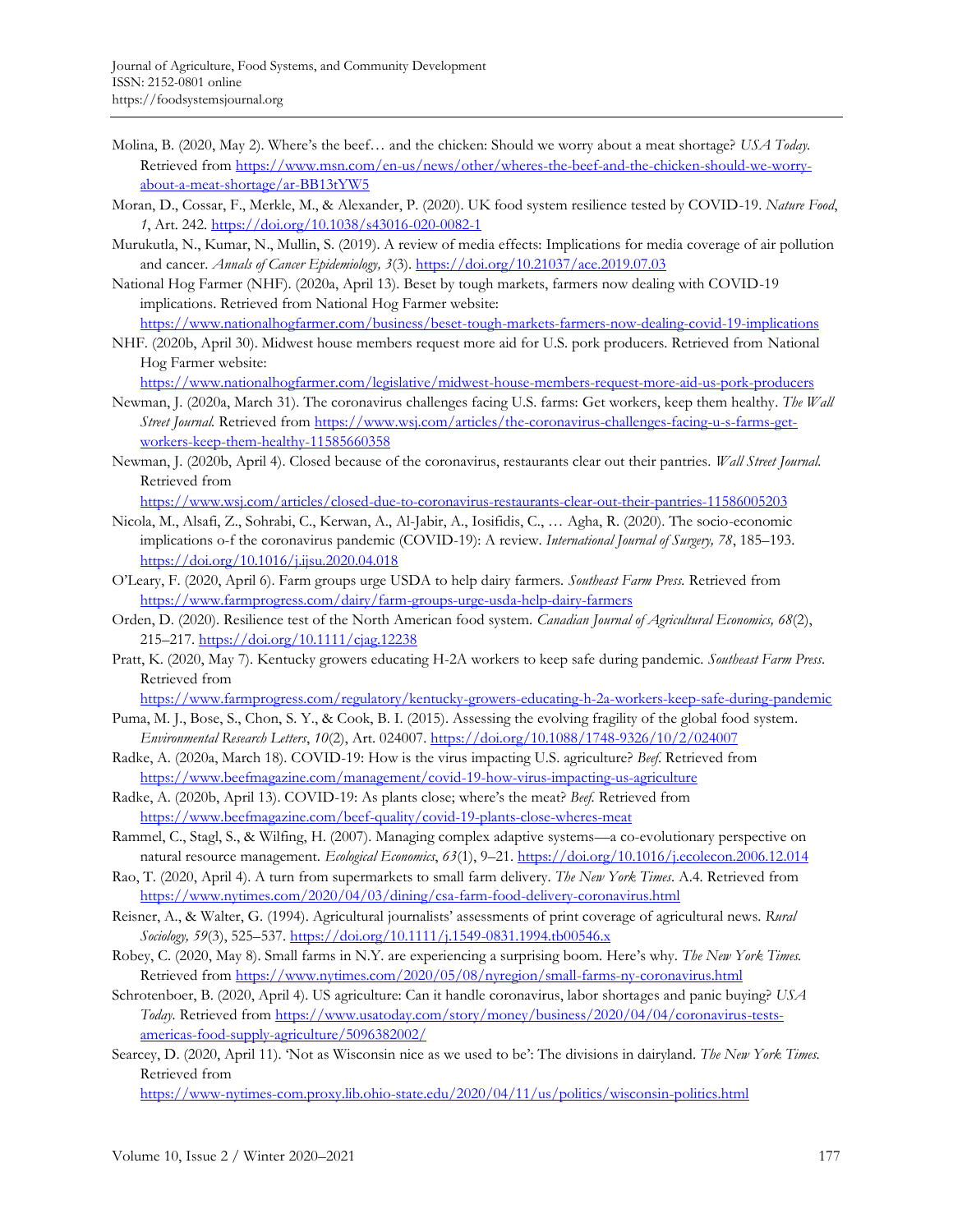Molina, B. (2020, May 2). Where's the beef… and the chicken: Should we worry about a meat shortage? *USA Today.* Retrieved from https://www.msn.com/en-us/news/other/wheres-the-beef-and-the-chicken-should-we-worry-about-a-meat-shortage/ar-BB13tYW5

Moran, D., Cossar, F., Merkle, M., & Alexander, P. (2020). UK food system resilience tested by COVID-19. *Nature Food*, *1*, Art. 242. https://doi.org/10.1038/s43016-020-0082-1

Murukutla, N., Kumar, N., Mullin, S. (2019). A review of media effects: Implications for media coverage of air pollution and cancer. *Annals of Cancer Epidemiology, 3*(3). https://doi.org/10.21037/ace.2019.07.03

National Hog Farmer (NHF). (2020a, April 13). Beset by tough markets, farmers now dealing with COVID-19 implications. Retrieved from National Hog Farmer website: https://www.nationalhogfarmer.com/business/beset-tough-markets-farmers-now-dealing-covid-19-implications

NHF. (2020b, April 30). Midwest house members request more aid for U.S. pork producers. Retrieved from National Hog Farmer website: https://www.nationalhogfarmer.com/legislative/midwest-house-members-request-more-aid-us-pork-producers

Newman, J. (2020a, March 31). The coronavirus challenges facing U.S. farms: Get workers, keep them healthy. *The Wall Street Journal.* Retrieved from https://www.wsj.com/articles/the-coronavirus-challenges-facing-u-s-farms-get-workers-keep-them-healthy-11585660358

Newman, J. (2020b, April 4). Closed because of the coronavirus, restaurants clear out their pantries. *Wall Street Journal.* Retrieved from https://www.wsj.com/articles/closed-due-to-coronavirus-restaurants-clear-out-their-pantries-11586005203

Nicola, M., Alsafi, Z., Sohrabi, C., Kerwan, A., Al-Jabir, A., Iosifidis, C., … Agha, R. (2020). The socio-economic implications o-f the coronavirus pandemic (COVID-19): A review. *International Journal of Surgery, 78*, 185–193. https://doi.org/10.1016/j.ijsu.2020.04.018

O'Leary, F. (2020, April 6). Farm groups urge USDA to help dairy farmers. *Southeast Farm Press.* Retrieved from https://www.farmprogress.com/dairy/farm-groups-urge-usda-help-dairy-farmers

Orden, D. (2020). Resilience test of the North American food system. *Canadian Journal of Agricultural Economics, 68*(2), 215–217. https://doi.org/10.1111/cjag.12238

Pratt, K. (2020, May 7). Kentucky growers educating H-2A workers to keep safe during pandemic. *Southeast Farm Press*. Retrieved from https://www.farmprogress.com/regulatory/kentucky-growers-educating-h-2a-workers-keep-safe-during-pandemic

Puma, M. J., Bose, S., Chon, S. Y., & Cook, B. I. (2015). Assessing the evolving fragility of the global food system. *Environmental Research Letters*, *10*(2), Art. 024007. https://doi.org/10.1088/1748-9326/10/2/024007

Radke, A. (2020a, March 18). COVID-19: How is the virus impacting U.S. agriculture? *Beef.* Retrieved from https://www.beefmagazine.com/management/covid-19-how-virus-impacting-us-agriculture

Radke, A. (2020b, April 13). COVID-19: As plants close; where's the meat? *Beef.* Retrieved from https://www.beefmagazine.com/beef-quality/covid-19-plants-close-wheres-meat

Rammel, C., Stagl, S., & Wilfing, H. (2007). Managing complex adaptive systems—a co-evolutionary perspective on natural resource management. *Ecological Economics*, *63*(1), 9–21. https://doi.org/10.1016/j.ecolecon.2006.12.014

Rao, T. (2020, April 4). A turn from supermarkets to small farm delivery. *The New York Times*. A.4. Retrieved from https://www.nytimes.com/2020/04/03/dining/csa-farm-food-delivery-coronavirus.html

Reisner, A., & Walter, G. (1994). Agricultural journalists' assessments of print coverage of agricultural news. *Rural Sociology, 59*(3), 525–537. https://doi.org/10.1111/j.1549-0831.1994.tb00546.x

Robey, C. (2020, May 8). Small farms in N.Y. are experiencing a surprising boom. Here's why. *The New York Times.* Retrieved from https://www.nytimes.com/2020/05/08/nyregion/small-farms-ny-coronavirus.html

Schrotenboer, B. (2020, April 4). US agriculture: Can it handle coronavirus, labor shortages and panic buying? *USA Today.* Retrieved from https://www.usatoday.com/story/money/business/2020/04/04/coronavirus-tests-americas-food-supply-agriculture/5096382002/

Searcey, D. (2020, April 11). 'Not as Wisconsin nice as we used to be': The divisions in dairyland. *The New York Times.* Retrieved from https://www-nytimes-com.proxy.lib.ohio-state.edu/2020/04/11/us/politics/wisconsin-politics.html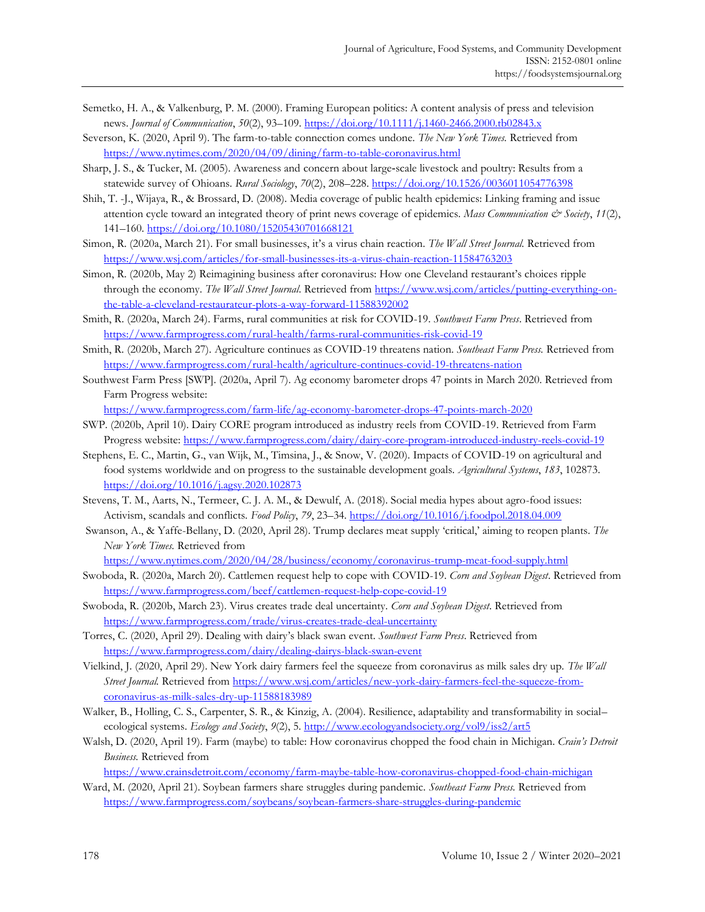Semetko, H. A., & Valkenburg, P. M. (2000). Framing European politics: A content analysis of press and television news. *Journal of Communication*, *50*(2), 93–109. https://doi.org/10.1111/j.1460-2466.2000.tb02843.x

Severson, K. (2020, April 9). The farm-to-table connection comes undone. *The New York Times.* Retrieved from https://www.nytimes.com/2020/04/09/dining/farm-to-table-coronavirus.html

Sharp, J. S., & Tucker, M. (2005). Awareness and concern about large-scale livestock and poultry: Results from a statewide survey of Ohioans. *Rural Sociology*, *70*(2), 208–228. https://doi.org/10.1526/0036011054776398

Shih, T. -J., Wijaya, R., & Brossard, D. (2008). Media coverage of public health epidemics: Linking framing and issue attention cycle toward an integrated theory of print news coverage of epidemics. *Mass Communication & Society*, *11*(2), 141–160. https://doi.org/10.1080/15205430701668121

Simon, R. (2020a, March 21). For small businesses, it's a virus chain reaction. *The Wall Street Journal.* Retrieved from https://www.wsj.com/articles/for-small-businesses-its-a-virus-chain-reaction-11584763203

Simon, R. (2020b, May 2) Reimagining business after coronavirus: How one Cleveland restaurant's choices ripple through the economy. *The Wall Street Journal*. Retrieved from https://www.wsj.com/articles/putting-everything-on-the-table-a-cleveland-restaurateur-plots-a-way-forward-11588392002

Smith, R. (2020a, March 24). Farms, rural communities at risk for COVID-19. *Southwest Farm Press*. Retrieved from https://www.farmprogress.com/rural-health/farms-rural-communities-risk-covid-19

Smith, R. (2020b, March 27). Agriculture continues as COVID-19 threatens nation. *Southeast Farm Press.* Retrieved from https://www.farmprogress.com/rural-health/agriculture-continues-covid-19-threatens-nation

Southwest Farm Press [SWP]. (2020a, April 7). Ag economy barometer drops 47 points in March 2020. Retrieved from Farm Progress website: https://www.farmprogress.com/farm-life/ag-economy-barometer-drops-47-points-march-2020

SWP. (2020b, April 10). Dairy CORE program introduced as industry reels from COVID-19. Retrieved from Farm Progress website: https://www.farmprogress.com/dairy/dairy-core-program-introduced-industry-reels-covid-19

Stephens, E. C., Martin, G., van Wijk, M., Timsina, J., & Snow, V. (2020). Impacts of COVID-19 on agricultural and food systems worldwide and on progress to the sustainable development goals. *Agricultural Systems*, *183*, 102873. https://doi.org/10.1016/j.agsy.2020.102873

Stevens, T. M., Aarts, N., Termeer, C. J. A. M., & Dewulf, A. (2018). Social media hypes about agro-food issues: Activism, scandals and conflicts. *Food Policy*, *79*, 23–34. https://doi.org/10.1016/j.foodpol.2018.04.009

Swanson, A., & Yaffe-Bellany, D. (2020, April 28). Trump declares meat supply 'critical,' aiming to reopen plants. *The New York Times.* Retrieved from https://www.nytimes.com/2020/04/28/business/economy/coronavirus-trump-meat-food-supply.html

Swoboda, R. (2020a, March 20). Cattlemen request help to cope with COVID-19. *Corn and Soybean Digest*. Retrieved from https://www.farmprogress.com/beef/cattlemen-request-help-cope-covid-19

Swoboda, R. (2020b, March 23). Virus creates trade deal uncertainty. *Corn and Soybean Digest*. Retrieved from https://www.farmprogress.com/trade/virus-creates-trade-deal-uncertainty

Torres, C. (2020, April 29). Dealing with dairy's black swan event. *Southwest Farm Press*. Retrieved from https://www.farmprogress.com/dairy/dealing-dairys-black-swan-event

Vielkind, J. (2020, April 29). New York dairy farmers feel the squeeze from coronavirus as milk sales dry up. *The Wall Street Journal.* Retrieved from https://www.wsj.com/articles/new-york-dairy-farmers-feel-the-squeeze-from-coronavirus-as-milk-sales-dry-up-11588183989

Walker, B., Holling, C. S., Carpenter, S. R., & Kinzig, A. (2004). Resilience, adaptability and transformability in social–ecological systems. *Ecology and Society*, *9*(2), 5. http://www.ecologyandsociety.org/vol9/iss2/art5

Walsh, D. (2020, April 19). Farm (maybe) to table: How coronavirus chopped the food chain in Michigan. *Crain's Detroit Business.* Retrieved from https://www.crainsdetroit.com/economy/farm-maybe-table-how-coronavirus-chopped-food-chain-michigan

Ward, M. (2020, April 21). Soybean farmers share struggles during pandemic. *Southeast Farm Press.* Retrieved from https://www.farmprogress.com/soybeans/soybean-farmers-share-struggles-during-pandemic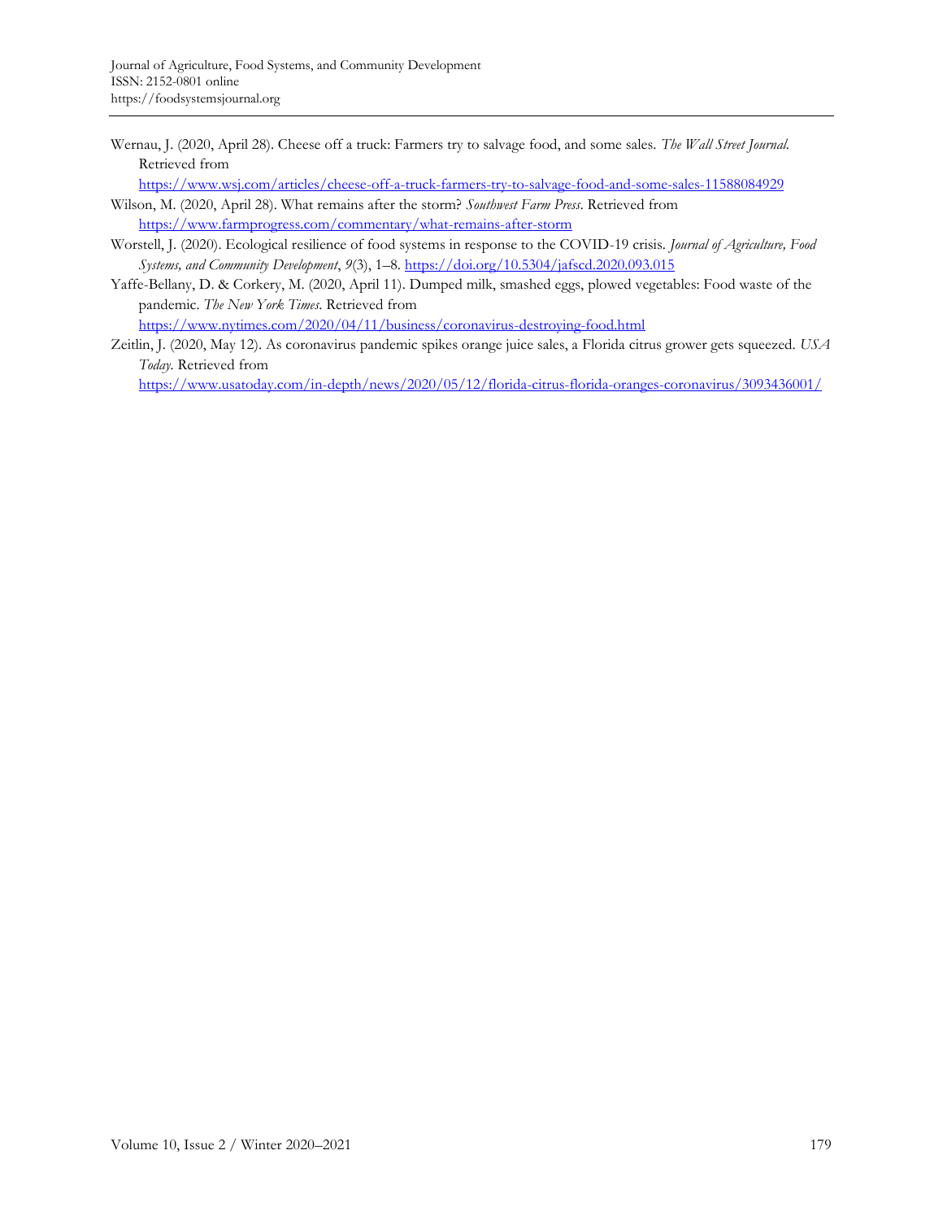Wernau, J. (2020, April 28). Cheese off a truck: Farmers try to salvage food, and some sales. *The Wall Street Journal*. Retrieved from https://www.wsj.com/articles/cheese-off-a-truck-farmers-try-to-salvage-food-and-some-sales-11588084929

Wilson, M. (2020, April 28). What remains after the storm? *Southwest Farm Press*. Retrieved from https://www.farmprogress.com/commentary/what-remains-after-storm

Worstell, J. (2020). Ecological resilience of food systems in response to the COVID-19 crisis. *Journal of Agriculture, Food Systems, and Community Development*, *9*(3), 1–8. https://doi.org/10.5304/jafscd.2020.093.015

Yaffe-Bellany, D. & Corkery, M. (2020, April 11). Dumped milk, smashed eggs, plowed vegetables: Food waste of the pandemic. *The New York Times*. Retrieved from https://www.nytimes.com/2020/04/11/business/coronavirus-destroying-food.html

Zeitlin, J. (2020, May 12). As coronavirus pandemic spikes orange juice sales, a Florida citrus grower gets squeezed. *USA Today*. Retrieved from https://www.usatoday.com/in-depth/news/2020/05/12/florida-citrus-florida-oranges-coronavirus/3093436001/